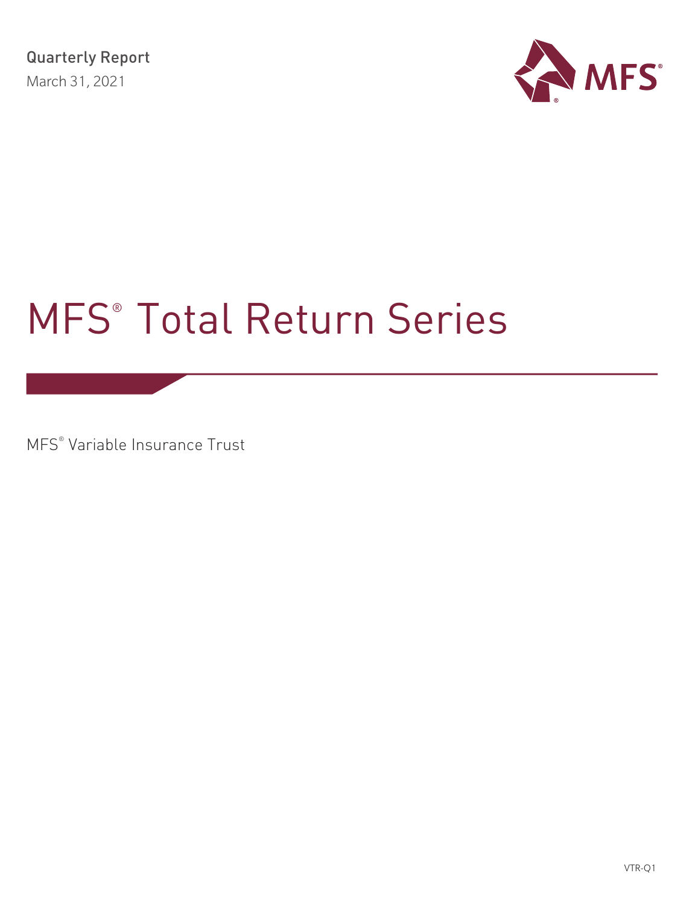Quarterly Report

March 31, 2021

MFS®

# MFS® Total Return Series

MFS® Variable Insurance Trust

VTR-Q1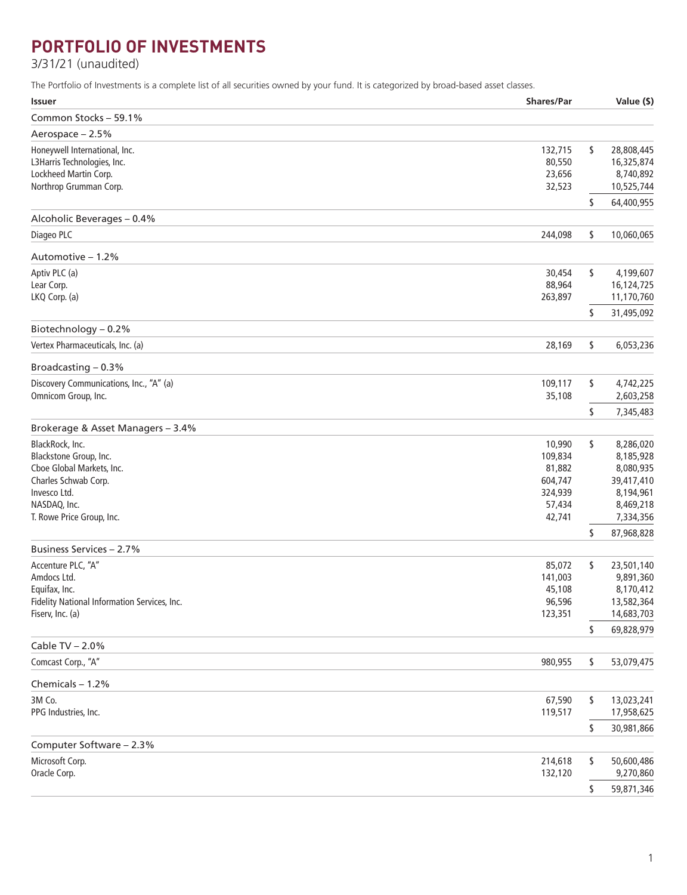# PORTFOLIO OF INVESTMENTS

3/31/21 (unaudited)

The Portfolio of Investments is a complete list of all securities owned by your fund. It is categorized by broad-based asset classes.

| Issuer | Shares/Par | Value ($) |
|---|---|---|
| **Common Stocks – 59.1%** | | |
| **Aerospace – 2.5%** | | |
| Honeywell International, Inc. | 132,715 | $ 28,808,445 |
| L3Harris Technologies, Inc. | 80,550 | 16,325,874 |
| Lockheed Martin Corp. | 23,656 | 8,740,892 |
| Northrop Grumman Corp. | 32,523 | 10,525,744 |
| | | $ 64,400,955 |
| **Alcoholic Beverages – 0.4%** | | |
| Diageo PLC | 244,098 | $ 10,060,065 |
| **Automotive – 1.2%** | | |
| Aptiv PLC (a) | 30,454 | $ 4,199,607 |
| Lear Corp. | 88,964 | 16,124,725 |
| LKQ Corp. (a) | 263,897 | 11,170,760 |
| | | $ 31,495,092 |
| **Biotechnology – 0.2%** | | |
| Vertex Pharmaceuticals, Inc. (a) | 28,169 | $ 6,053,236 |
| **Broadcasting – 0.3%** | | |
| Discovery Communications, Inc., "A" (a) | 109,117 | $ 4,742,225 |
| Omnicom Group, Inc. | 35,108 | 2,603,258 |
| | | $ 7,345,483 |
| **Brokerage & Asset Managers – 3.4%** | | |
| BlackRock, Inc. | 10,990 | $ 8,286,020 |
| Blackstone Group, Inc. | 109,834 | 8,185,928 |
| Cboe Global Markets, Inc. | 81,882 | 8,080,935 |
| Charles Schwab Corp. | 604,747 | 39,417,410 |
| Invesco Ltd. | 324,939 | 8,194,961 |
| NASDAQ, Inc. | 57,434 | 8,469,218 |
| T. Rowe Price Group, Inc. | 42,741 | 7,334,356 |
| | | $ 87,968,828 |
| **Business Services – 2.7%** | | |
| Accenture PLC, "A" | 85,072 | $ 23,501,140 |
| Amdocs Ltd. | 141,003 | 9,891,360 |
| Equifax, Inc. | 45,108 | 8,170,412 |
| Fidelity National Information Services, Inc. | 96,596 | 13,582,364 |
| Fiserv, Inc. (a) | 123,351 | 14,683,703 |
| | | $ 69,828,979 |
| **Cable TV – 2.0%** | | |
| Comcast Corp., "A" | 980,955 | $ 53,079,475 |
| **Chemicals – 1.2%** | | |
| 3M Co. | 67,590 | $ 13,023,241 |
| PPG Industries, Inc. | 119,517 | 17,958,625 |
| | | $ 30,981,866 |
| **Computer Software – 2.3%** | | |
| Microsoft Corp. | 214,618 | $ 50,600,486 |
| Oracle Corp. | 132,120 | 9,270,860 |
| | | $ 59,871,346 |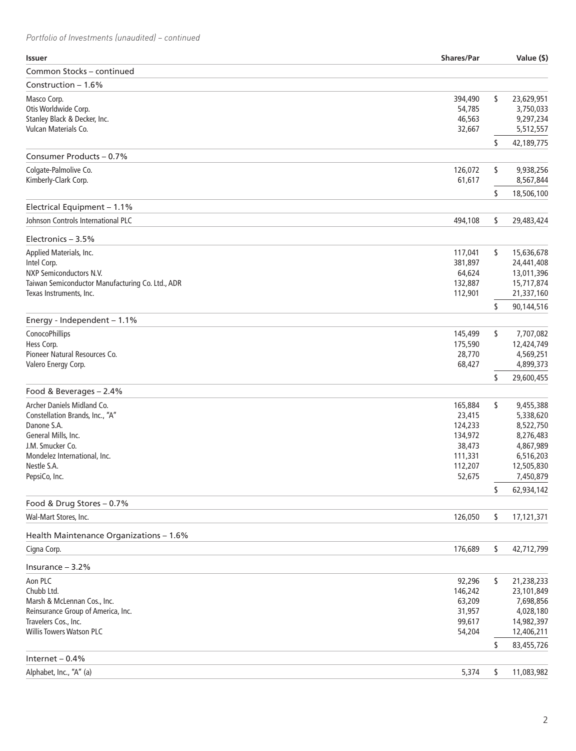*Portfolio of Investments (unaudited) – continued*

| Issuer | Shares/Par | Value ($) |
|---|---|---|
| **Common Stocks – continued** | | |
| **Construction – 1.6%** | | |
| Masco Corp. | 394,490 | $ 23,629,951 |
| Otis Worldwide Corp. | 54,785 | 3,750,033 |
| Stanley Black & Decker, Inc. | 46,563 | 9,297,234 |
| Vulcan Materials Co. | 32,667 | 5,512,557 |
| | | $ 42,189,775 |
| **Consumer Products – 0.7%** | | |
| Colgate-Palmolive Co. | 126,072 | $ 9,938,256 |
| Kimberly-Clark Corp. | 61,617 | 8,567,844 |
| | | $ 18,506,100 |
| **Electrical Equipment – 1.1%** | | |
| Johnson Controls International PLC | 494,108 | $ 29,483,424 |
| **Electronics – 3.5%** | | |
| Applied Materials, Inc. | 117,041 | $ 15,636,678 |
| Intel Corp. | 381,897 | 24,441,408 |
| NXP Semiconductors N.V. | 64,624 | 13,011,396 |
| Taiwan Semiconductor Manufacturing Co. Ltd., ADR | 132,887 | 15,717,874 |
| Texas Instruments, Inc. | 112,901 | 21,337,160 |
| | | $ 90,144,516 |
| **Energy - Independent – 1.1%** | | |
| ConocoPhillips | 145,499 | $ 7,707,082 |
| Hess Corp. | 175,590 | 12,424,749 |
| Pioneer Natural Resources Co. | 28,770 | 4,569,251 |
| Valero Energy Corp. | 68,427 | 4,899,373 |
| | | $ 29,600,455 |
| **Food & Beverages – 2.4%** | | |
| Archer Daniels Midland Co. | 165,884 | $ 9,455,388 |
| Constellation Brands, Inc., "A" | 23,415 | 5,338,620 |
| Danone S.A. | 124,233 | 8,522,750 |
| General Mills, Inc. | 134,972 | 8,276,483 |
| J.M. Smucker Co. | 38,473 | 4,867,989 |
| Mondelez International, Inc. | 111,331 | 6,516,203 |
| Nestle S.A. | 112,207 | 12,505,830 |
| PepsiCo, Inc. | 52,675 | 7,450,879 |
| | | $ 62,934,142 |
| **Food & Drug Stores – 0.7%** | | |
| Wal-Mart Stores, Inc. | 126,050 | $ 17,121,371 |
| **Health Maintenance Organizations – 1.6%** | | |
| Cigna Corp. | 176,689 | $ 42,712,799 |
| **Insurance – 3.2%** | | |
| Aon PLC | 92,296 | $ 21,238,233 |
| Chubb Ltd. | 146,242 | 23,101,849 |
| Marsh & McLennan Cos., Inc. | 63,209 | 7,698,856 |
| Reinsurance Group of America, Inc. | 31,957 | 4,028,180 |
| Travelers Cos., Inc. | 99,617 | 14,982,397 |
| Willis Towers Watson PLC | 54,204 | 12,406,211 |
| | | $ 83,455,726 |
| **Internet – 0.4%** | | |
| Alphabet, Inc., "A" (a) | 5,374 | $ 11,083,982 |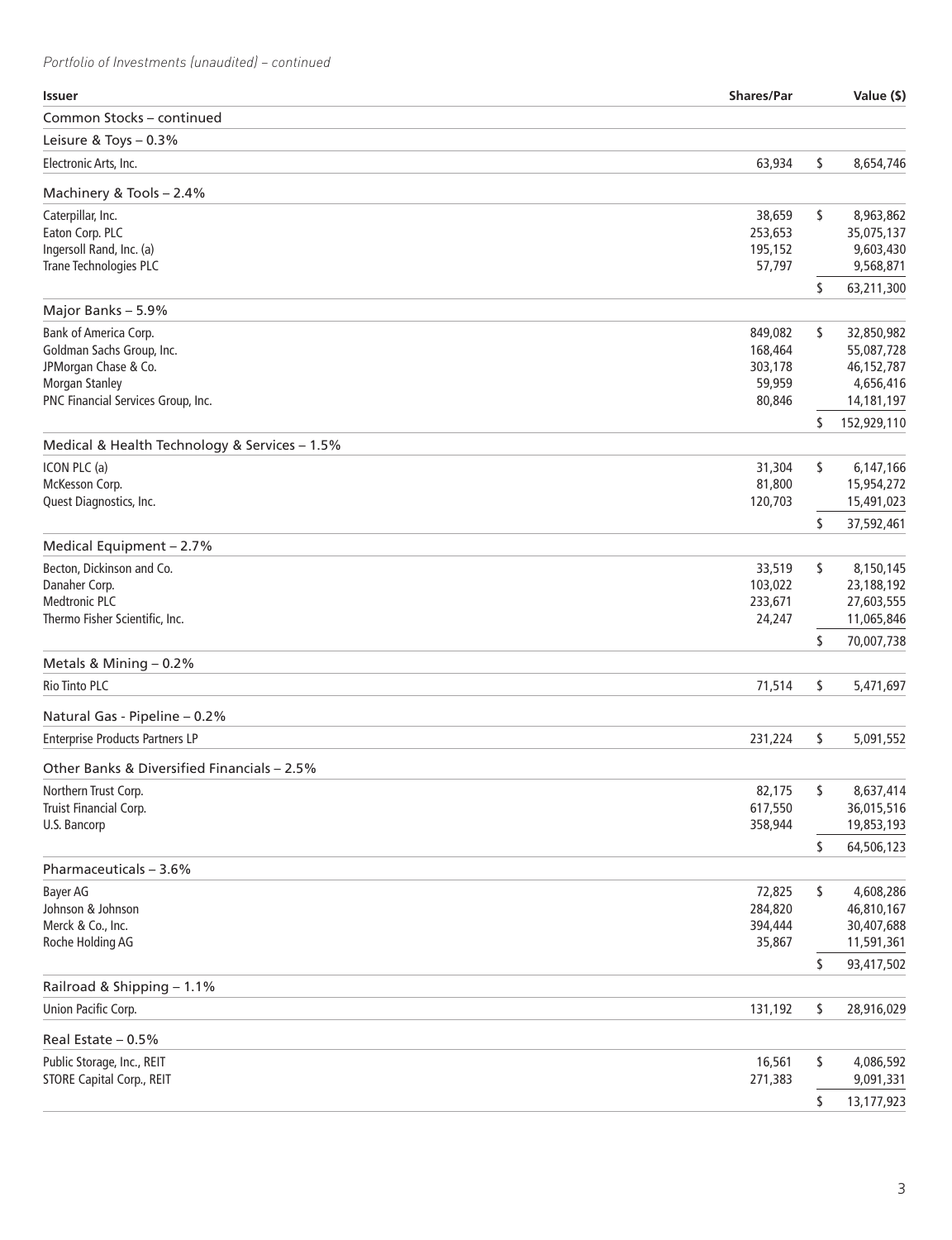*Portfolio of Investments (unaudited) – continued*

| Issuer | Shares/Par | | Value ($) |
|---|---|---|---|
| Common Stocks – continued | | | |
| Leisure & Toys – 0.3% | | | |
| Electronic Arts, Inc. | 63,934 | $ | 8,654,746 |
| Machinery & Tools – 2.4% | | | |
| Caterpillar, Inc. | 38,659 | $ | 8,963,862 |
| Eaton Corp. PLC | 253,653 | | 35,075,137 |
| Ingersoll Rand, Inc. (a) | 195,152 | | 9,603,430 |
| Trane Technologies PLC | 57,797 | | 9,568,871 |
| | | $ | 63,211,300 |
| Major Banks – 5.9% | | | |
| Bank of America Corp. | 849,082 | $ | 32,850,982 |
| Goldman Sachs Group, Inc. | 168,464 | | 55,087,728 |
| JPMorgan Chase & Co. | 303,178 | | 46,152,787 |
| Morgan Stanley | 59,959 | | 4,656,416 |
| PNC Financial Services Group, Inc. | 80,846 | | 14,181,197 |
| | | $ | 152,929,110 |
| Medical & Health Technology & Services – 1.5% | | | |
| ICON PLC (a) | 31,304 | $ | 6,147,166 |
| McKesson Corp. | 81,800 | | 15,954,272 |
| Quest Diagnostics, Inc. | 120,703 | | 15,491,023 |
| | | $ | 37,592,461 |
| Medical Equipment – 2.7% | | | |
| Becton, Dickinson and Co. | 33,519 | $ | 8,150,145 |
| Danaher Corp. | 103,022 | | 23,188,192 |
| Medtronic PLC | 233,671 | | 27,603,555 |
| Thermo Fisher Scientific, Inc. | 24,247 | | 11,065,846 |
| | | $ | 70,007,738 |
| Metals & Mining – 0.2% | | | |
| Rio Tinto PLC | 71,514 | $ | 5,471,697 |
| Natural Gas - Pipeline – 0.2% | | | |
| Enterprise Products Partners LP | 231,224 | $ | 5,091,552 |
| Other Banks & Diversified Financials – 2.5% | | | |
| Northern Trust Corp. | 82,175 | $ | 8,637,414 |
| Truist Financial Corp. | 617,550 | | 36,015,516 |
| U.S. Bancorp | 358,944 | | 19,853,193 |
| | | $ | 64,506,123 |
| Pharmaceuticals – 3.6% | | | |
| Bayer AG | 72,825 | $ | 4,608,286 |
| Johnson & Johnson | 284,820 | | 46,810,167 |
| Merck & Co., Inc. | 394,444 | | 30,407,688 |
| Roche Holding AG | 35,867 | | 11,591,361 |
| | | $ | 93,417,502 |
| Railroad & Shipping – 1.1% | | | |
| Union Pacific Corp. | 131,192 | $ | 28,916,029 |
| Real Estate – 0.5% | | | |
| Public Storage, Inc., REIT | 16,561 | $ | 4,086,592 |
| STORE Capital Corp., REIT | 271,383 | | 9,091,331 |
| | | $ | 13,177,923 |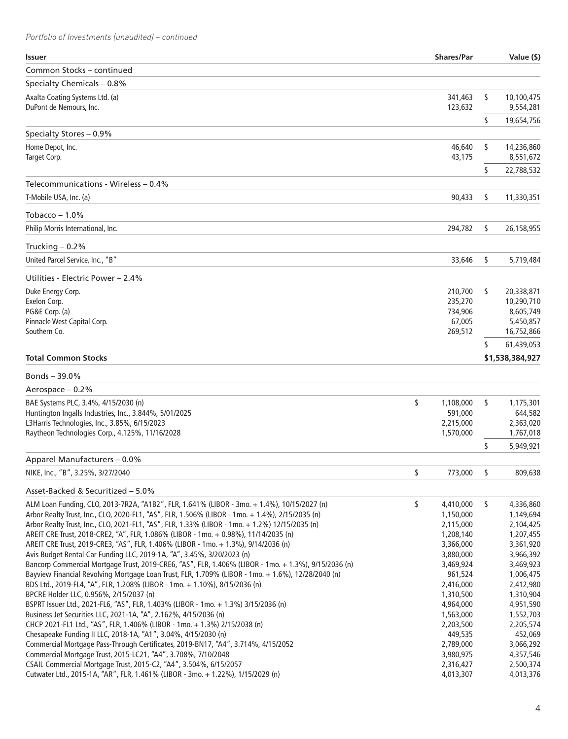*Portfolio of Investments (unaudited) – continued*

| Issuer | Shares/Par | Value ($) |
|---|---|---|
| Common Stocks – continued | | |
| Specialty Chemicals – 0.8% | | |
| Axalta Coating Systems Ltd. (a) | 341,463 | $ 10,100,475 |
| DuPont de Nemours, Inc. | 123,632 | 9,554,281 |
| | | $ 19,654,756 |
| Specialty Stores – 0.9% | | |
| Home Depot, Inc. | 46,640 | $ 14,236,860 |
| Target Corp. | 43,175 | 8,551,672 |
| | | $ 22,788,532 |
| Telecommunications - Wireless – 0.4% | | |
| T-Mobile USA, Inc. (a) | 90,433 | $ 11,330,351 |
| Tobacco – 1.0% | | |
| Philip Morris International, Inc. | 294,782 | $ 26,158,955 |
| Trucking – 0.2% | | |
| United Parcel Service, Inc., "B" | 33,646 | $ 5,719,484 |
| Utilities - Electric Power – 2.4% | | |
| Duke Energy Corp. | 210,700 | $ 20,338,871 |
| Exelon Corp. | 235,270 | 10,290,710 |
| PG&E Corp. (a) | 734,906 | 8,605,749 |
| Pinnacle West Capital Corp. | 67,005 | 5,450,857 |
| Southern Co. | 269,512 | 16,752,866 |
| | | $ 61,439,053 |
| **Total Common Stocks** | | **$1,538,384,927** |
| Bonds – 39.0% | | |
| Aerospace – 0.2% | | |
| BAE Systems PLC, 3.4%, 4/15/2030 (n) | $ 1,108,000 | $ 1,175,301 |
| Huntington Ingalls Industries, Inc., 3.844%, 5/01/2025 | 591,000 | 644,582 |
| L3Harris Technologies, Inc., 3.85%, 6/15/2023 | 2,215,000 | 2,363,020 |
| Raytheon Technologies Corp., 4.125%, 11/16/2028 | 1,570,000 | 1,767,018 |
| | | $ 5,949,921 |
| Apparel Manufacturers – 0.0% | | |
| NIKE, Inc., "B", 3.25%, 3/27/2040 | $ 773,000 | $ 809,638 |
| Asset-Backed & Securitized – 5.0% | | |
| ALM Loan Funding, CLO, 2013-7R2A, "A1B2", FLR, 1.641% (LIBOR - 3mo. + 1.4%), 10/15/2027 (n) | $ 4,410,000 | $ 4,336,860 |
| Arbor Realty Trust, Inc., CLO, 2020-FL1, "AS", FLR, 1.506% (LIBOR - 1mo. + 1.4%), 2/15/2035 (n) | 1,150,000 | 1,149,694 |
| Arbor Realty Trust, Inc., CLO, 2021-FL1, "AS", FLR, 1.33% (LIBOR - 1mo. + 1.2%) 12/15/2035 (n) | 2,115,000 | 2,104,425 |
| AREIT CRE Trust, 2018-CRE2, "A", FLR, 1.086% (LIBOR - 1mo. + 0.98%), 11/14/2035 (n) | 1,208,140 | 1,207,455 |
| AREIT CRE Trust, 2019-CRE3, "AS", FLR, 1.406% (LIBOR - 1mo. + 1.3%), 9/14/2036 (n) | 3,366,000 | 3,361,920 |
| Avis Budget Rental Car Funding LLC, 2019-1A, "A", 3.45%, 3/20/2023 (n) | 3,880,000 | 3,966,392 |
| Bancorp Commercial Mortgage Trust, 2019-CRE6, "AS", FLR, 1.406% (LIBOR - 1mo. + 1.3%), 9/15/2036 (n) | 3,469,924 | 3,469,923 |
| Bayview Financial Revolving Mortgage Loan Trust, FLR, 1.709% (LIBOR - 1mo. + 1.6%), 12/28/2040 (n) | 961,524 | 1,006,475 |
| BDS Ltd., 2019-FL4, "A", FLR, 1.208% (LIBOR - 1mo. + 1.10%), 8/15/2036 (n) | 2,416,000 | 2,412,980 |
| BPCRE Holder LLC, 0.956%, 2/15/2037 (n) | 1,310,500 | 1,310,904 |
| BSPRT Issuer Ltd., 2021-FL6, "AS", FLR, 1.403% (LIBOR - 1mo. + 1.3%) 3/15/2036 (n) | 4,964,000 | 4,951,590 |
| Business Jet Securities LLC, 2021-1A, "A", 2.162%, 4/15/2036 (n) | 1,563,000 | 1,552,703 |
| CHCP 2021-FL1 Ltd., "AS", FLR, 1.406% (LIBOR - 1mo. + 1.3%) 2/15/2038 (n) | 2,203,500 | 2,205,574 |
| Chesapeake Funding II LLC, 2018-1A, "A1", 3.04%, 4/15/2030 (n) | 449,535 | 452,069 |
| Commercial Mortgage Pass-Through Certificates, 2019-BN17, "A4", 3.714%, 4/15/2052 | 2,789,000 | 3,066,292 |
| Commercial Mortgage Trust, 2015-LC21, "A4", 3.708%, 7/10/2048 | 3,980,975 | 4,357,546 |
| CSAIL Commercial Mortgage Trust, 2015-C2, "A4", 3.504%, 6/15/2057 | 2,316,427 | 2,500,374 |
| Cutwater Ltd., 2015-1A, "AR", FLR, 1.461% (LIBOR - 3mo. + 1.22%), 1/15/2029 (n) | 4,013,307 | 4,013,376 |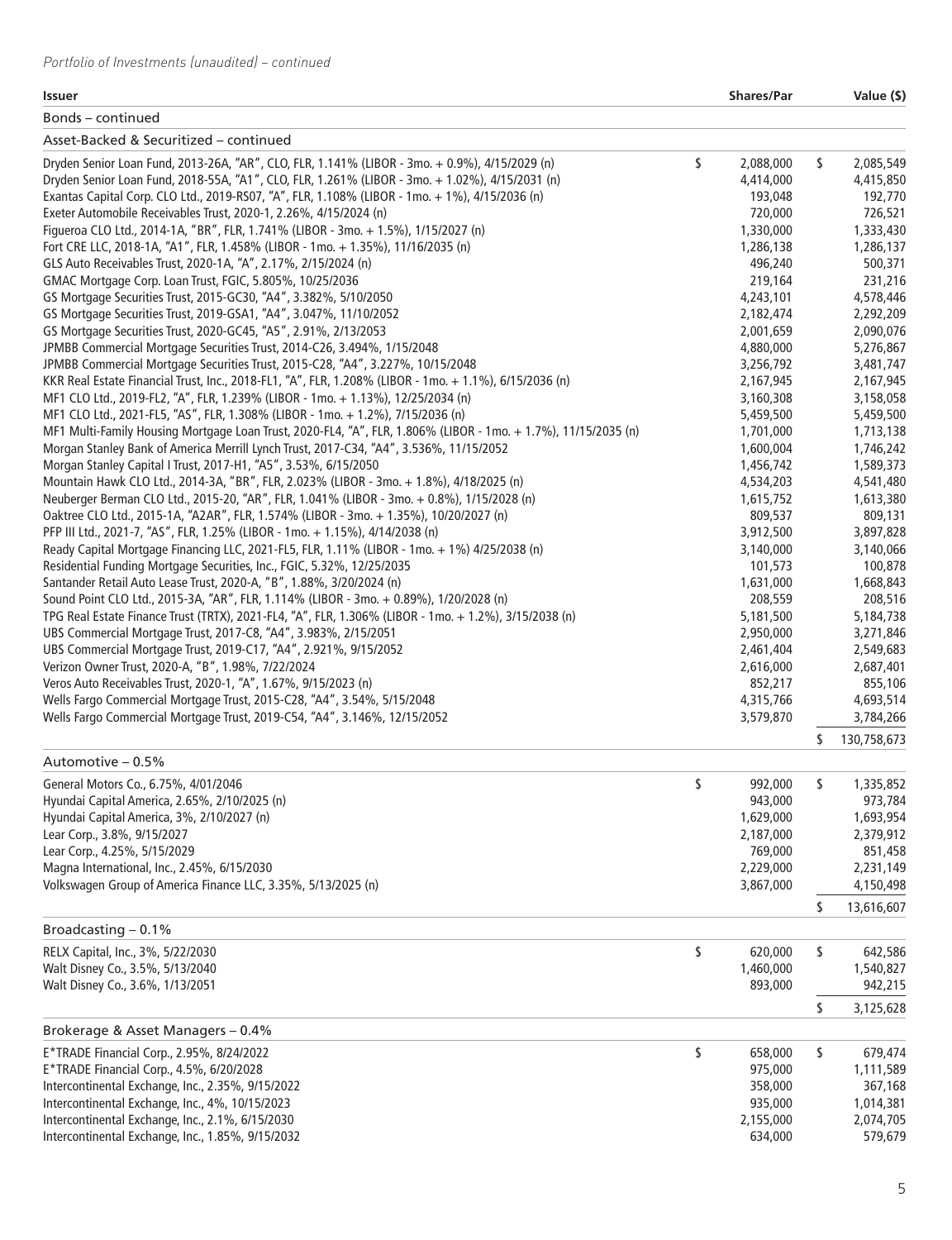*Portfolio of Investments (unaudited) – continued*

| Issuer | Shares/Par | Value ($) |
|---|---|---|
| **Bonds – continued** | | |
| **Asset-Backed & Securitized – continued** | | |
| Dryden Senior Loan Fund, 2013-26A, "AR", CLO, FLR, 1.141% (LIBOR - 3mo. + 0.9%), 4/15/2029 (n) | $ 2,088,000 | $ 2,085,549 |
| Dryden Senior Loan Fund, 2018-55A, "A1", CLO, FLR, 1.261% (LIBOR - 3mo. + 1.02%), 4/15/2031 (n) | 4,414,000 | 4,415,850 |
| Exantas Capital Corp. CLO Ltd., 2019-RS07, "A", FLR, 1.108% (LIBOR - 1mo. + 1%), 4/15/2036 (n) | 193,048 | 192,770 |
| Exeter Automobile Receivables Trust, 2020-1, 2.26%, 4/15/2024 (n) | 720,000 | 726,521 |
| Figueroa CLO Ltd., 2014-1A, "BR", FLR, 1.741% (LIBOR - 3mo. + 1.5%), 1/15/2027 (n) | 1,330,000 | 1,333,430 |
| Fort CRE LLC, 2018-1A, "A1", FLR, 1.458% (LIBOR - 1mo. + 1.35%), 11/16/2035 (n) | 1,286,138 | 1,286,137 |
| GLS Auto Receivables Trust, 2020-1A, "A", 2.17%, 2/15/2024 (n) | 496,240 | 500,371 |
| GMAC Mortgage Corp. Loan Trust, FGIC, 5.805%, 10/25/2036 | 219,164 | 231,216 |
| GS Mortgage Securities Trust, 2015-GC30, "A4", 3.382%, 5/10/2050 | 4,243,101 | 4,578,446 |
| GS Mortgage Securities Trust, 2019-GSA1, "A4", 3.047%, 11/10/2052 | 2,182,474 | 2,292,209 |
| GS Mortgage Securities Trust, 2020-GC45, "A5", 2.91%, 2/13/2053 | 2,001,659 | 2,090,076 |
| JPMBB Commercial Mortgage Securities Trust, 2014-C26, 3.494%, 1/15/2048 | 4,880,000 | 5,276,867 |
| JPMBB Commercial Mortgage Securities Trust, 2015-C28, "A4", 3.227%, 10/15/2048 | 3,256,792 | 3,481,747 |
| KKR Real Estate Financial Trust, Inc., 2018-FL1, "A", FLR, 1.208% (LIBOR - 1mo. + 1.1%), 6/15/2036 (n) | 2,167,945 | 2,167,945 |
| MF1 CLO Ltd., 2019-FL2, "A", FLR, 1.239% (LIBOR - 1mo. + 1.13%), 12/25/2034 (n) | 3,160,308 | 3,158,058 |
| MF1 CLO Ltd., 2021-FL5, "AS", FLR, 1.308% (LIBOR - 1mo. + 1.2%), 7/15/2036 (n) | 5,459,500 | 5,459,500 |
| MF1 Multi-Family Housing Mortgage Loan Trust, 2020-FL4, "A", FLR, 1.806% (LIBOR - 1mo. + 1.7%), 11/15/2035 (n) | 1,701,000 | 1,713,138 |
| Morgan Stanley Bank of America Merrill Lynch Trust, 2017-C34, "A4", 3.536%, 11/15/2052 | 1,600,004 | 1,746,242 |
| Morgan Stanley Capital I Trust, 2017-H1, "A5", 3.53%, 6/15/2050 | 1,456,742 | 1,589,373 |
| Mountain Hawk CLO Ltd., 2014-3A, "BR", FLR, 2.023% (LIBOR - 3mo. + 1.8%), 4/18/2025 (n) | 4,534,203 | 4,541,480 |
| Neuberger Berman CLO Ltd., 2015-20, "AR", FLR, 1.041% (LIBOR - 3mo. + 0.8%), 1/15/2028 (n) | 1,615,752 | 1,613,380 |
| Oaktree CLO Ltd., 2015-1A, "A2AR", FLR, 1.574% (LIBOR - 3mo. + 1.35%), 10/20/2027 (n) | 809,537 | 809,131 |
| PFP III Ltd., 2021-7, "AS", FLR, 1.25% (LIBOR - 1mo. + 1.15%), 4/14/2038 (n) | 3,912,500 | 3,897,828 |
| Ready Capital Mortgage Financing LLC, 2021-FL5, FLR, 1.11% (LIBOR - 1mo. + 1%) 4/25/2038 (n) | 3,140,000 | 3,140,066 |
| Residential Funding Mortgage Securities, Inc., FGIC, 5.32%, 12/25/2035 | 101,573 | 100,878 |
| Santander Retail Auto Lease Trust, 2020-A, "B", 1.88%, 3/20/2024 (n) | 1,631,000 | 1,668,843 |
| Sound Point CLO Ltd., 2015-3A, "AR", FLR, 1.114% (LIBOR - 3mo. + 0.89%), 1/20/2028 (n) | 208,559 | 208,516 |
| TPG Real Estate Finance Trust (TRTX), 2021-FL4, "A", FLR, 1.306% (LIBOR - 1mo. + 1.2%), 3/15/2038 (n) | 5,181,500 | 5,184,738 |
| UBS Commercial Mortgage Trust, 2017-C8, "A4", 3.983%, 2/15/2051 | 2,950,000 | 3,271,846 |
| UBS Commercial Mortgage Trust, 2019-C17, "A4", 2.921%, 9/15/2052 | 2,461,404 | 2,549,683 |
| Verizon Owner Trust, 2020-A, "B", 1.98%, 7/22/2024 | 2,616,000 | 2,687,401 |
| Veros Auto Receivables Trust, 2020-1, "A", 1.67%, 9/15/2023 (n) | 852,217 | 855,106 |
| Wells Fargo Commercial Mortgage Trust, 2015-C28, "A4", 3.54%, 5/15/2048 | 4,315,766 | 4,693,514 |
| Wells Fargo Commercial Mortgage Trust, 2019-C54, "A4", 3.146%, 12/15/2052 | 3,579,870 | 3,784,266 |
| | | $ 130,758,673 |
| **Automotive – 0.5%** | | |
| General Motors Co., 6.75%, 4/01/2046 | $ 992,000 | $ 1,335,852 |
| Hyundai Capital America, 2.65%, 2/10/2025 (n) | 943,000 | 973,784 |
| Hyundai Capital America, 3%, 2/10/2027 (n) | 1,629,000 | 1,693,954 |
| Lear Corp., 3.8%, 9/15/2027 | 2,187,000 | 2,379,912 |
| Lear Corp., 4.25%, 5/15/2029 | 769,000 | 851,458 |
| Magna International, Inc., 2.45%, 6/15/2030 | 2,229,000 | 2,231,149 |
| Volkswagen Group of America Finance LLC, 3.35%, 5/13/2025 (n) | 3,867,000 | 4,150,498 |
| | | $ 13,616,607 |
| **Broadcasting – 0.1%** | | |
| RELX Capital, Inc., 3%, 5/22/2030 | $ 620,000 | $ 642,586 |
| Walt Disney Co., 3.5%, 5/13/2040 | 1,460,000 | 1,540,827 |
| Walt Disney Co., 3.6%, 1/13/2051 | 893,000 | 942,215 |
| | | $ 3,125,628 |
| **Brokerage & Asset Managers – 0.4%** | | |
| E*TRADE Financial Corp., 2.95%, 8/24/2022 | $ 658,000 | $ 679,474 |
| E*TRADE Financial Corp., 4.5%, 6/20/2028 | 975,000 | 1,111,589 |
| Intercontinental Exchange, Inc., 2.35%, 9/15/2022 | 358,000 | 367,168 |
| Intercontinental Exchange, Inc., 4%, 10/15/2023 | 935,000 | 1,014,381 |
| Intercontinental Exchange, Inc., 2.1%, 6/15/2030 | 2,155,000 | 2,074,705 |
| Intercontinental Exchange, Inc., 1.85%, 9/15/2032 | 634,000 | 579,679 |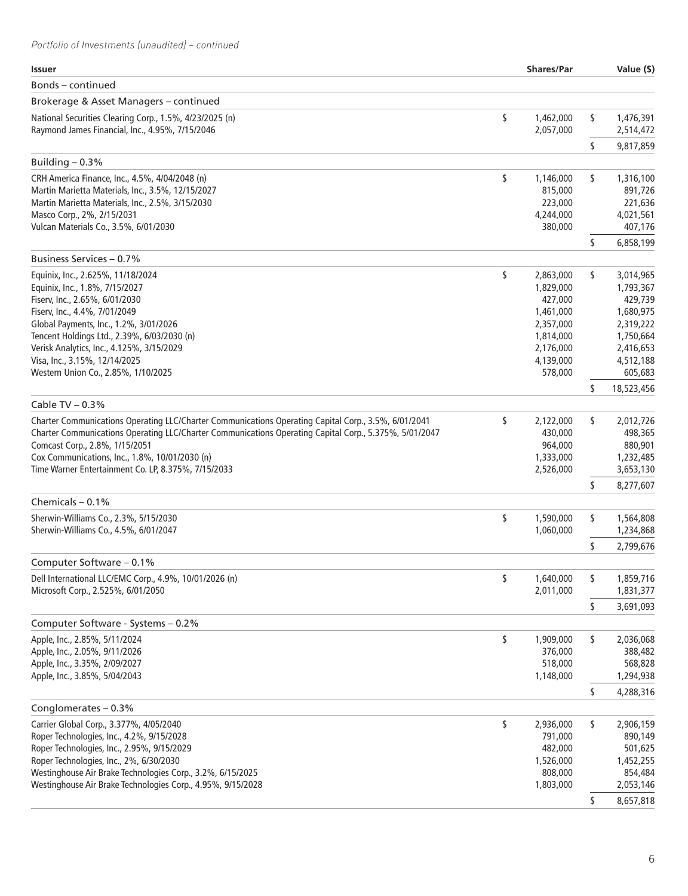*Portfolio of Investments (unaudited) – continued*

| Issuer | Shares/Par | Value ($) |
|---|---|---|
| Bonds – continued | | |
| Brokerage & Asset Managers – continued | | |
| National Securities Clearing Corp., 1.5%, 4/23/2025 (n) | $ 1,462,000 | $ 1,476,391 |
| Raymond James Financial, Inc., 4.95%, 7/15/2046 | 2,057,000 | 2,514,472 |
| | | $ 9,817,859 |
| Building – 0.3% | | |
| CRH America Finance, Inc., 4.5%, 4/04/2048 (n) | $ 1,146,000 | $ 1,316,100 |
| Martin Marietta Materials, Inc., 3.5%, 12/15/2027 | 815,000 | 891,726 |
| Martin Marietta Materials, Inc., 2.5%, 3/15/2030 | 223,000 | 221,636 |
| Masco Corp., 2%, 2/15/2031 | 4,244,000 | 4,021,561 |
| Vulcan Materials Co., 3.5%, 6/01/2030 | 380,000 | 407,176 |
| | | $ 6,858,199 |
| Business Services – 0.7% | | |
| Equinix, Inc., 2.625%, 11/18/2024 | $ 2,863,000 | $ 3,014,965 |
| Equinix, Inc., 1.8%, 7/15/2027 | 1,829,000 | 1,793,367 |
| Fiserv, Inc., 2.65%, 6/01/2030 | 427,000 | 429,739 |
| Fiserv, Inc., 4.4%, 7/01/2049 | 1,461,000 | 1,680,975 |
| Global Payments, Inc., 1.2%, 3/01/2026 | 2,357,000 | 2,319,222 |
| Tencent Holdings Ltd., 2.39%, 6/03/2030 (n) | 1,814,000 | 1,750,664 |
| Verisk Analytics, Inc., 4.125%, 3/15/2029 | 2,176,000 | 2,416,653 |
| Visa, Inc., 3.15%, 12/14/2025 | 4,139,000 | 4,512,188 |
| Western Union Co., 2.85%, 1/10/2025 | 578,000 | 605,683 |
| | | $ 18,523,456 |
| Cable TV – 0.3% | | |
| Charter Communications Operating LLC/Charter Communications Operating Capital Corp., 3.5%, 6/01/2041 | $ 2,122,000 | $ 2,012,726 |
| Charter Communications Operating LLC/Charter Communications Operating Capital Corp., 5.375%, 5/01/2047 | 430,000 | 498,365 |
| Comcast Corp., 2.8%, 1/15/2051 | 964,000 | 880,901 |
| Cox Communications, Inc., 1.8%, 10/01/2030 (n) | 1,333,000 | 1,232,485 |
| Time Warner Entertainment Co. LP, 8.375%, 7/15/2033 | 2,526,000 | 3,653,130 |
| | | $ 8,277,607 |
| Chemicals – 0.1% | | |
| Sherwin-Williams Co., 2.3%, 5/15/2030 | $ 1,590,000 | $ 1,564,808 |
| Sherwin-Williams Co., 4.5%, 6/01/2047 | 1,060,000 | 1,234,868 |
| | | $ 2,799,676 |
| Computer Software – 0.1% | | |
| Dell International LLC/EMC Corp., 4.9%, 10/01/2026 (n) | $ 1,640,000 | $ 1,859,716 |
| Microsoft Corp., 2.525%, 6/01/2050 | 2,011,000 | 1,831,377 |
| | | $ 3,691,093 |
| Computer Software - Systems – 0.2% | | |
| Apple, Inc., 2.85%, 5/11/2024 | $ 1,909,000 | $ 2,036,068 |
| Apple, Inc., 2.05%, 9/11/2026 | 376,000 | 388,482 |
| Apple, Inc., 3.35%, 2/09/2027 | 518,000 | 568,828 |
| Apple, Inc., 3.85%, 5/04/2043 | 1,148,000 | 1,294,938 |
| | | $ 4,288,316 |
| Conglomerates – 0.3% | | |
| Carrier Global Corp., 3.377%, 4/05/2040 | $ 2,936,000 | $ 2,906,159 |
| Roper Technologies, Inc., 4.2%, 9/15/2028 | 791,000 | 890,149 |
| Roper Technologies, Inc., 2.95%, 9/15/2029 | 482,000 | 501,625 |
| Roper Technologies, Inc., 2%, 6/30/2030 | 1,526,000 | 1,452,255 |
| Westinghouse Air Brake Technologies Corp., 3.2%, 6/15/2025 | 808,000 | 854,484 |
| Westinghouse Air Brake Technologies Corp., 4.95%, 9/15/2028 | 1,803,000 | 2,053,146 |
| | | $ 8,657,818 |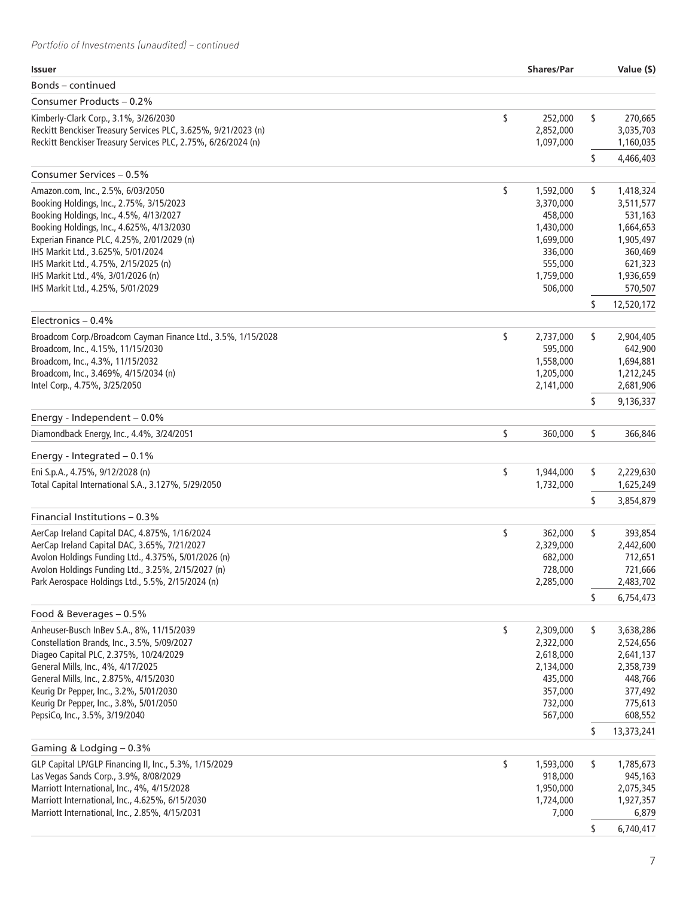*Portfolio of Investments (unaudited) – continued*

| Issuer | Shares/Par | Value ($) |
|---|---|---|
| Bonds – continued | | |
| Consumer Products – 0.2% | | |
| Kimberly-Clark Corp., 3.1%, 3/26/2030 | $ 252,000 | $ 270,665 |
| Reckitt Benckiser Treasury Services PLC, 3.625%, 9/21/2023 (n) | 2,852,000 | 3,035,703 |
| Reckitt Benckiser Treasury Services PLC, 2.75%, 6/26/2024 (n) | 1,097,000 | 1,160,035 |
| | | $ 4,466,403 |
| Consumer Services – 0.5% | | |
| Amazon.com, Inc., 2.5%, 6/03/2050 | $ 1,592,000 | $ 1,418,324 |
| Booking Holdings, Inc., 2.75%, 3/15/2023 | 3,370,000 | 3,511,577 |
| Booking Holdings, Inc., 4.5%, 4/13/2027 | 458,000 | 531,163 |
| Booking Holdings, Inc., 4.625%, 4/13/2030 | 1,430,000 | 1,664,653 |
| Experian Finance PLC, 4.25%, 2/01/2029 (n) | 1,699,000 | 1,905,497 |
| IHS Markit Ltd., 3.625%, 5/01/2024 | 336,000 | 360,469 |
| IHS Markit Ltd., 4.75%, 2/15/2025 (n) | 555,000 | 621,323 |
| IHS Markit Ltd., 4%, 3/01/2026 (n) | 1,759,000 | 1,936,659 |
| IHS Markit Ltd., 4.25%, 5/01/2029 | 506,000 | 570,507 |
| | | $ 12,520,172 |
| Electronics – 0.4% | | |
| Broadcom Corp./Broadcom Cayman Finance Ltd., 3.5%, 1/15/2028 | $ 2,737,000 | $ 2,904,405 |
| Broadcom, Inc., 4.15%, 11/15/2030 | 595,000 | 642,900 |
| Broadcom, Inc., 4.3%, 11/15/2032 | 1,558,000 | 1,694,881 |
| Broadcom, Inc., 3.469%, 4/15/2034 (n) | 1,205,000 | 1,212,245 |
| Intel Corp., 4.75%, 3/25/2050 | 2,141,000 | 2,681,906 |
| | | $ 9,136,337 |
| Energy - Independent – 0.0% | | |
| Diamondback Energy, Inc., 4.4%, 3/24/2051 | $ 360,000 | $ 366,846 |
| Energy - Integrated – 0.1% | | |
| Eni S.p.A., 4.75%, 9/12/2028 (n) | $ 1,944,000 | $ 2,229,630 |
| Total Capital International S.A., 3.127%, 5/29/2050 | 1,732,000 | 1,625,249 |
| | | $ 3,854,879 |
| Financial Institutions – 0.3% | | |
| AerCap Ireland Capital DAC, 4.875%, 1/16/2024 | $ 362,000 | $ 393,854 |
| AerCap Ireland Capital DAC, 3.65%, 7/21/2027 | 2,329,000 | 2,442,600 |
| Avolon Holdings Funding Ltd., 4.375%, 5/01/2026 (n) | 682,000 | 712,651 |
| Avolon Holdings Funding Ltd., 3.25%, 2/15/2027 (n) | 728,000 | 721,666 |
| Park Aerospace Holdings Ltd., 5.5%, 2/15/2024 (n) | 2,285,000 | 2,483,702 |
| | | $ 6,754,473 |
| Food & Beverages – 0.5% | | |
| Anheuser-Busch InBev S.A., 8%, 11/15/2039 | $ 2,309,000 | $ 3,638,286 |
| Constellation Brands, Inc., 3.5%, 5/09/2027 | 2,322,000 | 2,524,656 |
| Diageo Capital PLC, 2.375%, 10/24/2029 | 2,618,000 | 2,641,137 |
| General Mills, Inc., 4%, 4/17/2025 | 2,134,000 | 2,358,739 |
| General Mills, Inc., 2.875%, 4/15/2030 | 435,000 | 448,766 |
| Keurig Dr Pepper, Inc., 3.2%, 5/01/2030 | 357,000 | 377,492 |
| Keurig Dr Pepper, Inc., 3.8%, 5/01/2050 | 732,000 | 775,613 |
| PepsiCo, Inc., 3.5%, 3/19/2040 | 567,000 | 608,552 |
| | | $ 13,373,241 |
| Gaming & Lodging – 0.3% | | |
| GLP Capital LP/GLP Financing II, Inc., 5.3%, 1/15/2029 | $ 1,593,000 | $ 1,785,673 |
| Las Vegas Sands Corp., 3.9%, 8/08/2029 | 918,000 | 945,163 |
| Marriott International, Inc., 4%, 4/15/2028 | 1,950,000 | 2,075,345 |
| Marriott International, Inc., 4.625%, 6/15/2030 | 1,724,000 | 1,927,357 |
| Marriott International, Inc., 2.85%, 4/15/2031 | 7,000 | 6,879 |
| | | $ 6,740,417 |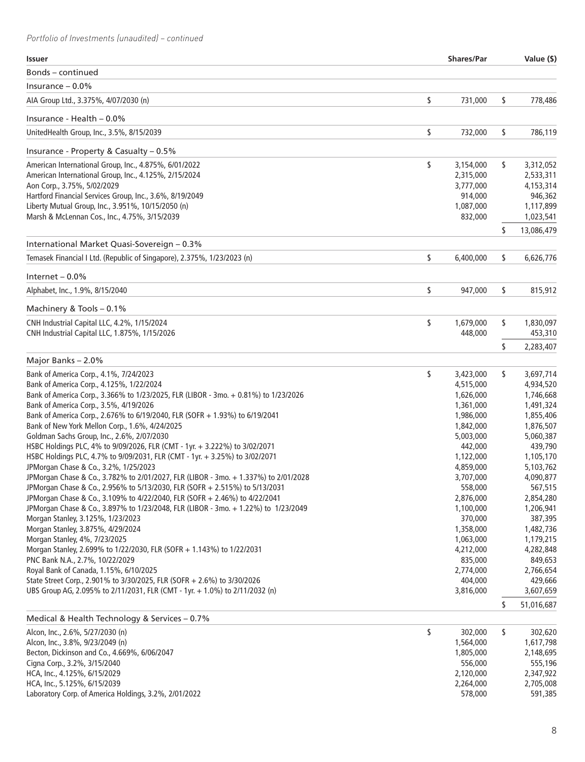*Portfolio of Investments (unaudited) – continued*

| Issuer | Shares/Par | Value ($) |
|---|---|---|
| Bonds – continued | | |
| Insurance – 0.0% | | |
| AIA Group Ltd., 3.375%, 4/07/2030 (n) | $ 731,000 | $ 778,486 |
| Insurance - Health – 0.0% | | |
| UnitedHealth Group, Inc., 3.5%, 8/15/2039 | $ 732,000 | $ 786,119 |
| Insurance - Property & Casualty – 0.5% | | |
| American International Group, Inc., 4.875%, 6/01/2022 | $ 3,154,000 | $ 3,312,052 |
| American International Group, Inc., 4.125%, 2/15/2024 | 2,315,000 | 2,533,311 |
| Aon Corp., 3.75%, 5/02/2029 | 3,777,000 | 4,153,314 |
| Hartford Financial Services Group, Inc., 3.6%, 8/19/2049 | 914,000 | 946,362 |
| Liberty Mutual Group, Inc., 3.951%, 10/15/2050 (n) | 1,087,000 | 1,117,899 |
| Marsh & McLennan Cos., Inc., 4.75%, 3/15/2039 | 832,000 | 1,023,541 |
| | | $ 13,086,479 |
| International Market Quasi-Sovereign – 0.3% | | |
| Temasek Financial I Ltd. (Republic of Singapore), 2.375%, 1/23/2023 (n) | $ 6,400,000 | $ 6,626,776 |
| Internet – 0.0% | | |
| Alphabet, Inc., 1.9%, 8/15/2040 | $ 947,000 | $ 815,912 |
| Machinery & Tools – 0.1% | | |
| CNH Industrial Capital LLC, 4.2%, 1/15/2024 | $ 1,679,000 | $ 1,830,097 |
| CNH Industrial Capital LLC, 1.875%, 1/15/2026 | 448,000 | 453,310 |
| | | $ 2,283,407 |
| Major Banks – 2.0% | | |
| Bank of America Corp., 4.1%, 7/24/2023 | $ 3,423,000 | $ 3,697,714 |
| Bank of America Corp., 4.125%, 1/22/2024 | 4,515,000 | 4,934,520 |
| Bank of America Corp., 3.366% to 1/23/2025, FLR (LIBOR - 3mo. + 0.81%) to 1/23/2026 | 1,626,000 | 1,746,668 |
| Bank of America Corp., 3.5%, 4/19/2026 | 1,361,000 | 1,491,324 |
| Bank of America Corp., 2.676% to 6/19/2040, FLR (SOFR + 1.93%) to 6/19/2041 | 1,986,000 | 1,855,406 |
| Bank of New York Mellon Corp., 1.6%, 4/24/2025 | 1,842,000 | 1,876,507 |
| Goldman Sachs Group, Inc., 2.6%, 2/07/2030 | 5,003,000 | 5,060,387 |
| HSBC Holdings PLC, 4% to 9/09/2026, FLR (CMT - 1yr. + 3.222%) to 3/02/2071 | 442,000 | 439,790 |
| HSBC Holdings PLC, 4.7% to 9/09/2031, FLR (CMT - 1yr. + 3.25%) to 3/02/2071 | 1,122,000 | 1,105,170 |
| JPMorgan Chase & Co., 3.2%, 1/25/2023 | 4,859,000 | 5,103,762 |
| JPMorgan Chase & Co., 3.782% to 2/01/2027, FLR (LIBOR - 3mo. + 1.337%) to 2/01/2028 | 3,707,000 | 4,090,877 |
| JPMorgan Chase & Co., 2.956% to 5/13/2030, FLR (SOFR + 2.515%) to 5/13/2031 | 558,000 | 567,515 |
| JPMorgan Chase & Co., 3.109% to 4/22/2040, FLR (SOFR + 2.46%) to 4/22/2041 | 2,876,000 | 2,854,280 |
| JPMorgan Chase & Co., 3.897% to 1/23/2048, FLR (LIBOR - 3mo. + 1.22%) to 1/23/2049 | 1,100,000 | 1,206,941 |
| Morgan Stanley, 3.125%, 1/23/2023 | 370,000 | 387,395 |
| Morgan Stanley, 3.875%, 4/29/2024 | 1,358,000 | 1,482,736 |
| Morgan Stanley, 4%, 7/23/2025 | 1,063,000 | 1,179,215 |
| Morgan Stanley, 2.699% to 1/22/2030, FLR (SOFR + 1.143%) to 1/22/2031 | 4,212,000 | 4,282,848 |
| PNC Bank N.A., 2.7%, 10/22/2029 | 835,000 | 849,653 |
| Royal Bank of Canada, 1.15%, 6/10/2025 | 2,774,000 | 2,766,654 |
| State Street Corp., 2.901% to 3/30/2025, FLR (SOFR + 2.6%) to 3/30/2026 | 404,000 | 429,666 |
| UBS Group AG, 2.095% to 2/11/2031, FLR (CMT - 1yr. + 1.0%) to 2/11/2032 (n) | 3,816,000 | 3,607,659 |
| | | $ 51,016,687 |
| Medical & Health Technology & Services – 0.7% | | |
| Alcon, Inc., 2.6%, 5/27/2030 (n) | $ 302,000 | $ 302,620 |
| Alcon, Inc., 3.8%, 9/23/2049 (n) | 1,564,000 | 1,617,798 |
| Becton, Dickinson and Co., 4.669%, 6/06/2047 | 1,805,000 | 2,148,695 |
| Cigna Corp., 3.2%, 3/15/2040 | 556,000 | 555,196 |
| HCA, Inc., 4.125%, 6/15/2029 | 2,120,000 | 2,347,922 |
| HCA, Inc., 5.125%, 6/15/2039 | 2,264,000 | 2,705,008 |
| Laboratory Corp. of America Holdings, 3.2%, 2/01/2022 | 578,000 | 591,385 |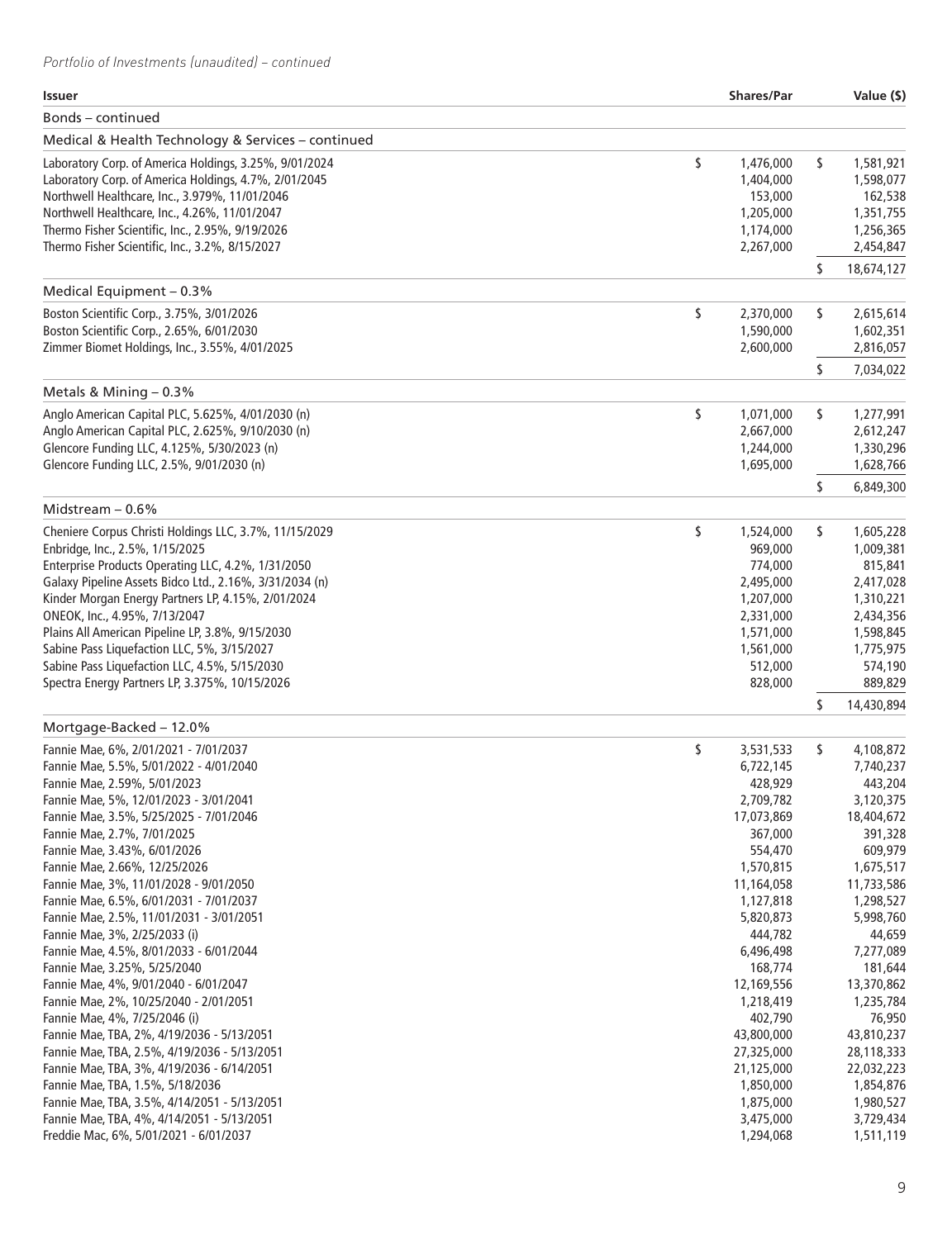*Portfolio of Investments (unaudited) – continued*

| Issuer | Shares/Par | Value ($) |
|---|---|---|
| Bonds – continued | | |
| Medical & Health Technology & Services – continued | | |
| Laboratory Corp. of America Holdings, 3.25%, 9/01/2024 | $ 1,476,000 | $ 1,581,921 |
| Laboratory Corp. of America Holdings, 4.7%, 2/01/2045 | 1,404,000 | 1,598,077 |
| Northwell Healthcare, Inc., 3.979%, 11/01/2046 | 153,000 | 162,538 |
| Northwell Healthcare, Inc., 4.26%, 11/01/2047 | 1,205,000 | 1,351,755 |
| Thermo Fisher Scientific, Inc., 2.95%, 9/19/2026 | 1,174,000 | 1,256,365 |
| Thermo Fisher Scientific, Inc., 3.2%, 8/15/2027 | 2,267,000 | 2,454,847 |
| | | $ 18,674,127 |
| Medical Equipment – 0.3% | | |
| Boston Scientific Corp., 3.75%, 3/01/2026 | $ 2,370,000 | $ 2,615,614 |
| Boston Scientific Corp., 2.65%, 6/01/2030 | 1,590,000 | 1,602,351 |
| Zimmer Biomet Holdings, Inc., 3.55%, 4/01/2025 | 2,600,000 | 2,816,057 |
| | | $ 7,034,022 |
| Metals & Mining – 0.3% | | |
| Anglo American Capital PLC, 5.625%, 4/01/2030 (n) | $ 1,071,000 | $ 1,277,991 |
| Anglo American Capital PLC, 2.625%, 9/10/2030 (n) | 2,667,000 | 2,612,247 |
| Glencore Funding LLC, 4.125%, 5/30/2023 (n) | 1,244,000 | 1,330,296 |
| Glencore Funding LLC, 2.5%, 9/01/2030 (n) | 1,695,000 | 1,628,766 |
| | | $ 6,849,300 |
| Midstream – 0.6% | | |
| Cheniere Corpus Christi Holdings LLC, 3.7%, 11/15/2029 | $ 1,524,000 | $ 1,605,228 |
| Enbridge, Inc., 2.5%, 1/15/2025 | 969,000 | 1,009,381 |
| Enterprise Products Operating LLC, 4.2%, 1/31/2050 | 774,000 | 815,841 |
| Galaxy Pipeline Assets Bidco Ltd., 2.16%, 3/31/2034 (n) | 2,495,000 | 2,417,028 |
| Kinder Morgan Energy Partners LP, 4.15%, 2/01/2024 | 1,207,000 | 1,310,221 |
| ONEOK, Inc., 4.95%, 7/13/2047 | 2,331,000 | 2,434,356 |
| Plains All American Pipeline LP, 3.8%, 9/15/2030 | 1,571,000 | 1,598,845 |
| Sabine Pass Liquefaction LLC, 5%, 3/15/2027 | 1,561,000 | 1,775,975 |
| Sabine Pass Liquefaction LLC, 4.5%, 5/15/2030 | 512,000 | 574,190 |
| Spectra Energy Partners LP, 3.375%, 10/15/2026 | 828,000 | 889,829 |
| | | $ 14,430,894 |
| Mortgage-Backed – 12.0% | | |
| Fannie Mae, 6%, 2/01/2021 - 7/01/2037 | $ 3,531,533 | $ 4,108,872 |
| Fannie Mae, 5.5%, 5/01/2022 - 4/01/2040 | 6,722,145 | 7,740,237 |
| Fannie Mae, 2.59%, 5/01/2023 | 428,929 | 443,204 |
| Fannie Mae, 5%, 12/01/2023 - 3/01/2041 | 2,709,782 | 3,120,375 |
| Fannie Mae, 3.5%, 5/25/2025 - 7/01/2046 | 17,073,869 | 18,404,672 |
| Fannie Mae, 2.7%, 7/01/2025 | 367,000 | 391,328 |
| Fannie Mae, 3.43%, 6/01/2026 | 554,470 | 609,979 |
| Fannie Mae, 2.66%, 12/25/2026 | 1,570,815 | 1,675,517 |
| Fannie Mae, 3%, 11/01/2028 - 9/01/2050 | 11,164,058 | 11,733,586 |
| Fannie Mae, 6.5%, 6/01/2031 - 7/01/2037 | 1,127,818 | 1,298,527 |
| Fannie Mae, 2.5%, 11/01/2031 - 3/01/2051 | 5,820,873 | 5,998,760 |
| Fannie Mae, 3%, 2/25/2033 (i) | 444,782 | 44,659 |
| Fannie Mae, 4.5%, 8/01/2033 - 6/01/2044 | 6,496,498 | 7,277,089 |
| Fannie Mae, 3.25%, 5/25/2040 | 168,774 | 181,644 |
| Fannie Mae, 4%, 9/01/2040 - 6/01/2047 | 12,169,556 | 13,370,862 |
| Fannie Mae, 2%, 10/25/2040 - 2/01/2051 | 1,218,419 | 1,235,784 |
| Fannie Mae, 4%, 7/25/2046 (i) | 402,790 | 76,950 |
| Fannie Mae, TBA, 2%, 4/19/2036 - 5/13/2051 | 43,800,000 | 43,810,237 |
| Fannie Mae, TBA, 2.5%, 4/19/2036 - 5/13/2051 | 27,325,000 | 28,118,333 |
| Fannie Mae, TBA, 3%, 4/19/2036 - 6/14/2051 | 21,125,000 | 22,032,223 |
| Fannie Mae, TBA, 1.5%, 5/18/2036 | 1,850,000 | 1,854,876 |
| Fannie Mae, TBA, 3.5%, 4/14/2051 - 5/13/2051 | 1,875,000 | 1,980,527 |
| Fannie Mae, TBA, 4%, 4/14/2051 - 5/13/2051 | 3,475,000 | 3,729,434 |
| Freddie Mac, 6%, 5/01/2021 - 6/01/2037 | 1,294,068 | 1,511,119 |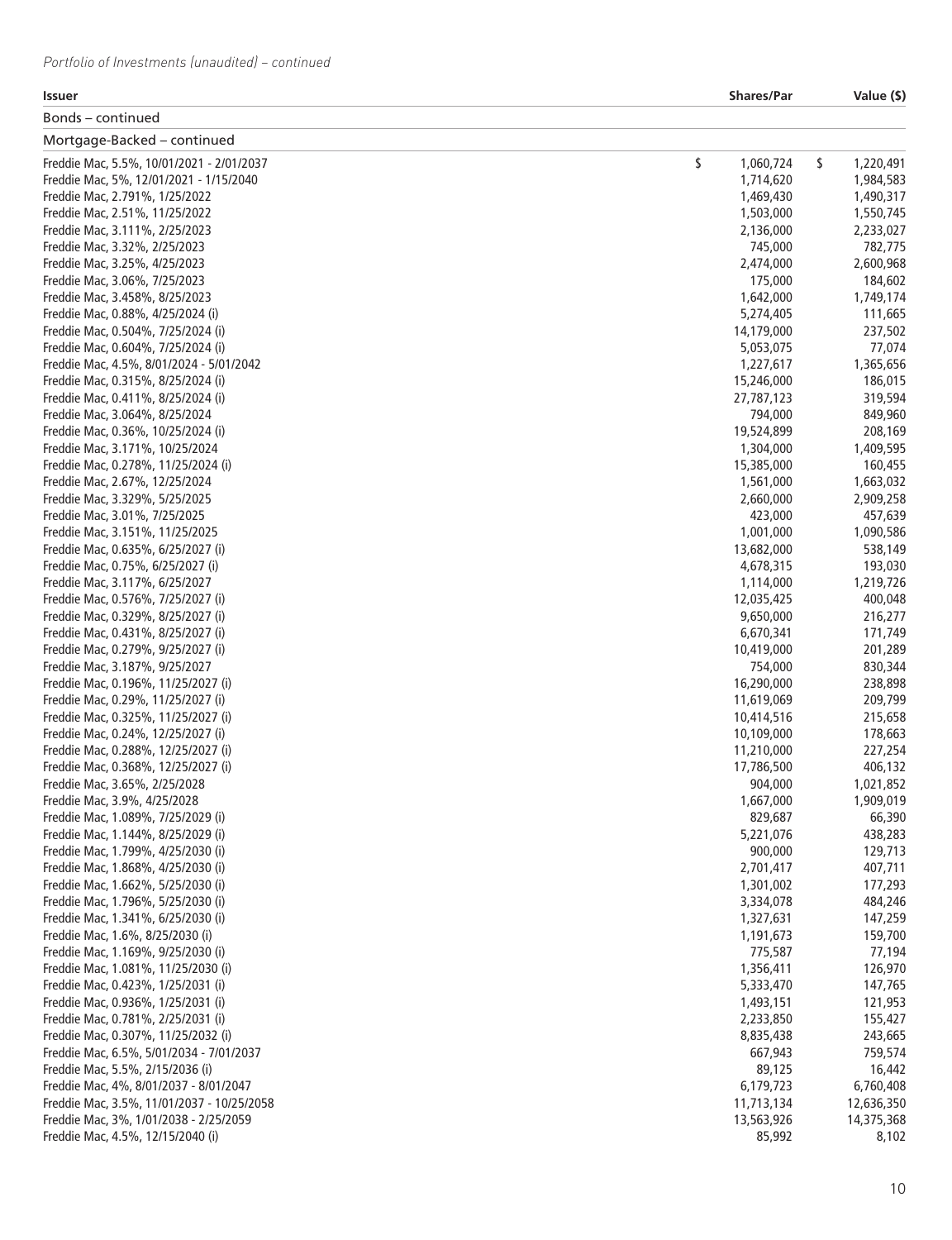*Portfolio of Investments (unaudited) – continued*

| Issuer | Shares/Par | Value ($) |
|---|---|---|
| Bonds – continued | | |
| Mortgage-Backed – continued | | |
| Freddie Mac, 5.5%, 10/01/2021 - 2/01/2037 | $ 1,060,724 | $ 1,220,491 |
| Freddie Mac, 5%, 12/01/2021 - 1/15/2040 | 1,714,620 | 1,984,583 |
| Freddie Mac, 2.791%, 1/25/2022 | 1,469,430 | 1,490,317 |
| Freddie Mac, 2.51%, 11/25/2022 | 1,503,000 | 1,550,745 |
| Freddie Mac, 3.111%, 2/25/2023 | 2,136,000 | 2,233,027 |
| Freddie Mac, 3.32%, 2/25/2023 | 745,000 | 782,775 |
| Freddie Mac, 3.25%, 4/25/2023 | 2,474,000 | 2,600,968 |
| Freddie Mac, 3.06%, 7/25/2023 | 175,000 | 184,602 |
| Freddie Mac, 3.458%, 8/25/2023 | 1,642,000 | 1,749,174 |
| Freddie Mac, 0.88%, 4/25/2024 (i) | 5,274,405 | 111,665 |
| Freddie Mac, 0.504%, 7/25/2024 (i) | 14,179,000 | 237,502 |
| Freddie Mac, 0.604%, 7/25/2024 (i) | 5,053,075 | 77,074 |
| Freddie Mac, 4.5%, 8/01/2024 - 5/01/2042 | 1,227,617 | 1,365,656 |
| Freddie Mac, 0.315%, 8/25/2024 (i) | 15,246,000 | 186,015 |
| Freddie Mac, 0.411%, 8/25/2024 (i) | 27,787,123 | 319,594 |
| Freddie Mac, 3.064%, 8/25/2024 | 794,000 | 849,960 |
| Freddie Mac, 0.36%, 10/25/2024 (i) | 19,524,899 | 208,169 |
| Freddie Mac, 3.171%, 10/25/2024 | 1,304,000 | 1,409,595 |
| Freddie Mac, 0.278%, 11/25/2024 (i) | 15,385,000 | 160,455 |
| Freddie Mac, 2.67%, 12/25/2024 | 1,561,000 | 1,663,032 |
| Freddie Mac, 3.329%, 5/25/2025 | 2,660,000 | 2,909,258 |
| Freddie Mac, 3.01%, 7/25/2025 | 423,000 | 457,639 |
| Freddie Mac, 3.151%, 11/25/2025 | 1,001,000 | 1,090,586 |
| Freddie Mac, 0.635%, 6/25/2027 (i) | 13,682,000 | 538,149 |
| Freddie Mac, 0.75%, 6/25/2027 (i) | 4,678,315 | 193,030 |
| Freddie Mac, 3.117%, 6/25/2027 | 1,114,000 | 1,219,726 |
| Freddie Mac, 0.576%, 7/25/2027 (i) | 12,035,425 | 400,048 |
| Freddie Mac, 0.329%, 8/25/2027 (i) | 9,650,000 | 216,277 |
| Freddie Mac, 0.431%, 8/25/2027 (i) | 6,670,341 | 171,749 |
| Freddie Mac, 0.279%, 9/25/2027 (i) | 10,419,000 | 201,289 |
| Freddie Mac, 3.187%, 9/25/2027 | 754,000 | 830,344 |
| Freddie Mac, 0.196%, 11/25/2027 (i) | 16,290,000 | 238,898 |
| Freddie Mac, 0.29%, 11/25/2027 (i) | 11,619,069 | 209,799 |
| Freddie Mac, 0.325%, 11/25/2027 (i) | 10,414,516 | 215,658 |
| Freddie Mac, 0.24%, 12/25/2027 (i) | 10,109,000 | 178,663 |
| Freddie Mac, 0.288%, 12/25/2027 (i) | 11,210,000 | 227,254 |
| Freddie Mac, 0.368%, 12/25/2027 (i) | 17,786,500 | 406,132 |
| Freddie Mac, 3.65%, 2/25/2028 | 904,000 | 1,021,852 |
| Freddie Mac, 3.9%, 4/25/2028 | 1,667,000 | 1,909,019 |
| Freddie Mac, 1.089%, 7/25/2029 (i) | 829,687 | 66,390 |
| Freddie Mac, 1.144%, 8/25/2029 (i) | 5,221,076 | 438,283 |
| Freddie Mac, 1.799%, 4/25/2030 (i) | 900,000 | 129,713 |
| Freddie Mac, 1.868%, 4/25/2030 (i) | 2,701,417 | 407,711 |
| Freddie Mac, 1.662%, 5/25/2030 (i) | 1,301,002 | 177,293 |
| Freddie Mac, 1.796%, 5/25/2030 (i) | 3,334,078 | 484,246 |
| Freddie Mac, 1.341%, 6/25/2030 (i) | 1,327,631 | 147,259 |
| Freddie Mac, 1.6%, 8/25/2030 (i) | 1,191,673 | 159,700 |
| Freddie Mac, 1.169%, 9/25/2030 (i) | 775,587 | 77,194 |
| Freddie Mac, 1.081%, 11/25/2030 (i) | 1,356,411 | 126,970 |
| Freddie Mac, 0.423%, 1/25/2031 (i) | 5,333,470 | 147,765 |
| Freddie Mac, 0.936%, 1/25/2031 (i) | 1,493,151 | 121,953 |
| Freddie Mac, 0.781%, 2/25/2031 (i) | 2,233,850 | 155,427 |
| Freddie Mac, 0.307%, 11/25/2032 (i) | 8,835,438 | 243,665 |
| Freddie Mac, 6.5%, 5/01/2034 - 7/01/2037 | 667,943 | 759,574 |
| Freddie Mac, 5.5%, 2/15/2036 (i) | 89,125 | 16,442 |
| Freddie Mac, 4%, 8/01/2037 - 8/01/2047 | 6,179,723 | 6,760,408 |
| Freddie Mac, 3.5%, 11/01/2037 - 10/25/2058 | 11,713,134 | 12,636,350 |
| Freddie Mac, 3%, 1/01/2038 - 2/25/2059 | 13,563,926 | 14,375,368 |
| Freddie Mac, 4.5%, 12/15/2040 (i) | 85,992 | 8,102 |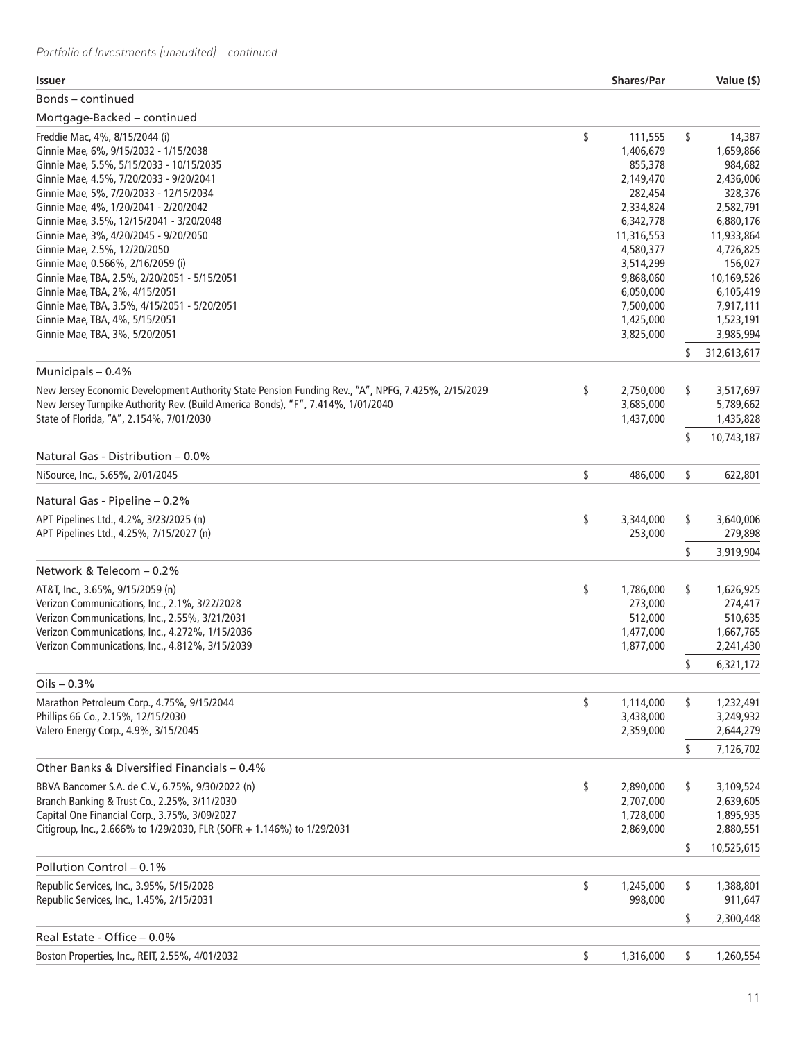*Portfolio of Investments (unaudited) – continued*

| Issuer | Shares/Par | Value ($) |
|---|---|---|
| **Bonds – continued** | | |
| **Mortgage-Backed – continued** | | |
| Freddie Mac, 4%, 8/15/2044 (i) | $ 111,555 | $ 14,387 |
| Ginnie Mae, 6%, 9/15/2032 - 1/15/2038 | 1,406,679 | 1,659,866 |
| Ginnie Mae, 5.5%, 5/15/2033 - 10/15/2035 | 855,378 | 984,682 |
| Ginnie Mae, 4.5%, 7/20/2033 - 9/20/2041 | 2,149,470 | 2,436,006 |
| Ginnie Mae, 5%, 7/20/2033 - 12/15/2034 | 282,454 | 328,376 |
| Ginnie Mae, 4%, 1/20/2041 - 2/20/2042 | 2,334,824 | 2,582,791 |
| Ginnie Mae, 3.5%, 12/15/2041 - 3/20/2048 | 6,342,778 | 6,880,176 |
| Ginnie Mae, 3%, 4/20/2045 - 9/20/2050 | 11,316,553 | 11,933,864 |
| Ginnie Mae, 2.5%, 12/20/2050 | 4,580,377 | 4,726,825 |
| Ginnie Mae, 0.566%, 2/16/2059 (i) | 3,514,299 | 156,027 |
| Ginnie Mae, TBA, 2.5%, 2/20/2051 - 5/15/2051 | 9,868,060 | 10,169,526 |
| Ginnie Mae, TBA, 2%, 4/15/2051 | 6,050,000 | 6,105,419 |
| Ginnie Mae, TBA, 3.5%, 4/15/2051 - 5/20/2051 | 7,500,000 | 7,917,111 |
| Ginnie Mae, TBA, 4%, 5/15/2051 | 1,425,000 | 1,523,191 |
| Ginnie Mae, TBA, 3%, 5/20/2051 | 3,825,000 | 3,985,994 |
| | | $ 312,613,617 |
| **Municipals – 0.4%** | | |
| New Jersey Economic Development Authority State Pension Funding Rev., "A", NPFG, 7.425%, 2/15/2029 | $ 2,750,000 | $ 3,517,697 |
| New Jersey Turnpike Authority Rev. (Build America Bonds), "F", 7.414%, 1/01/2040 | 3,685,000 | 5,789,662 |
| State of Florida, "A", 2.154%, 7/01/2030 | 1,437,000 | 1,435,828 |
| | | $ 10,743,187 |
| **Natural Gas - Distribution – 0.0%** | | |
| NiSource, Inc., 5.65%, 2/01/2045 | $ 486,000 | $ 622,801 |
| **Natural Gas - Pipeline – 0.2%** | | |
| APT Pipelines Ltd., 4.2%, 3/23/2025 (n) | $ 3,344,000 | $ 3,640,006 |
| APT Pipelines Ltd., 4.25%, 7/15/2027 (n) | 253,000 | 279,898 |
| | | $ 3,919,904 |
| **Network & Telecom – 0.2%** | | |
| AT&T, Inc., 3.65%, 9/15/2059 (n) | $ 1,786,000 | $ 1,626,925 |
| Verizon Communications, Inc., 2.1%, 3/22/2028 | 273,000 | 274,417 |
| Verizon Communications, Inc., 2.55%, 3/21/2031 | 512,000 | 510,635 |
| Verizon Communications, Inc., 4.272%, 1/15/2036 | 1,477,000 | 1,667,765 |
| Verizon Communications, Inc., 4.812%, 3/15/2039 | 1,877,000 | 2,241,430 |
| | | $ 6,321,172 |
| **Oils – 0.3%** | | |
| Marathon Petroleum Corp., 4.75%, 9/15/2044 | $ 1,114,000 | $ 1,232,491 |
| Phillips 66 Co., 2.15%, 12/15/2030 | 3,438,000 | 3,249,932 |
| Valero Energy Corp., 4.9%, 3/15/2045 | 2,359,000 | 2,644,279 |
| | | $ 7,126,702 |
| **Other Banks & Diversified Financials – 0.4%** | | |
| BBVA Bancomer S.A. de C.V., 6.75%, 9/30/2022 (n) | $ 2,890,000 | $ 3,109,524 |
| Branch Banking & Trust Co., 2.25%, 3/11/2030 | 2,707,000 | 2,639,605 |
| Capital One Financial Corp., 3.75%, 3/09/2027 | 1,728,000 | 1,895,935 |
| Citigroup, Inc., 2.666% to 1/29/2030, FLR (SOFR + 1.146%) to 1/29/2031 | 2,869,000 | 2,880,551 |
| | | $ 10,525,615 |
| **Pollution Control – 0.1%** | | |
| Republic Services, Inc., 3.95%, 5/15/2028 | $ 1,245,000 | $ 1,388,801 |
| Republic Services, Inc., 1.45%, 2/15/2031 | 998,000 | 911,647 |
| | | $ 2,300,448 |
| **Real Estate - Office – 0.0%** | | |
| Boston Properties, Inc., REIT, 2.55%, 4/01/2032 | $ 1,316,000 | $ 1,260,554 |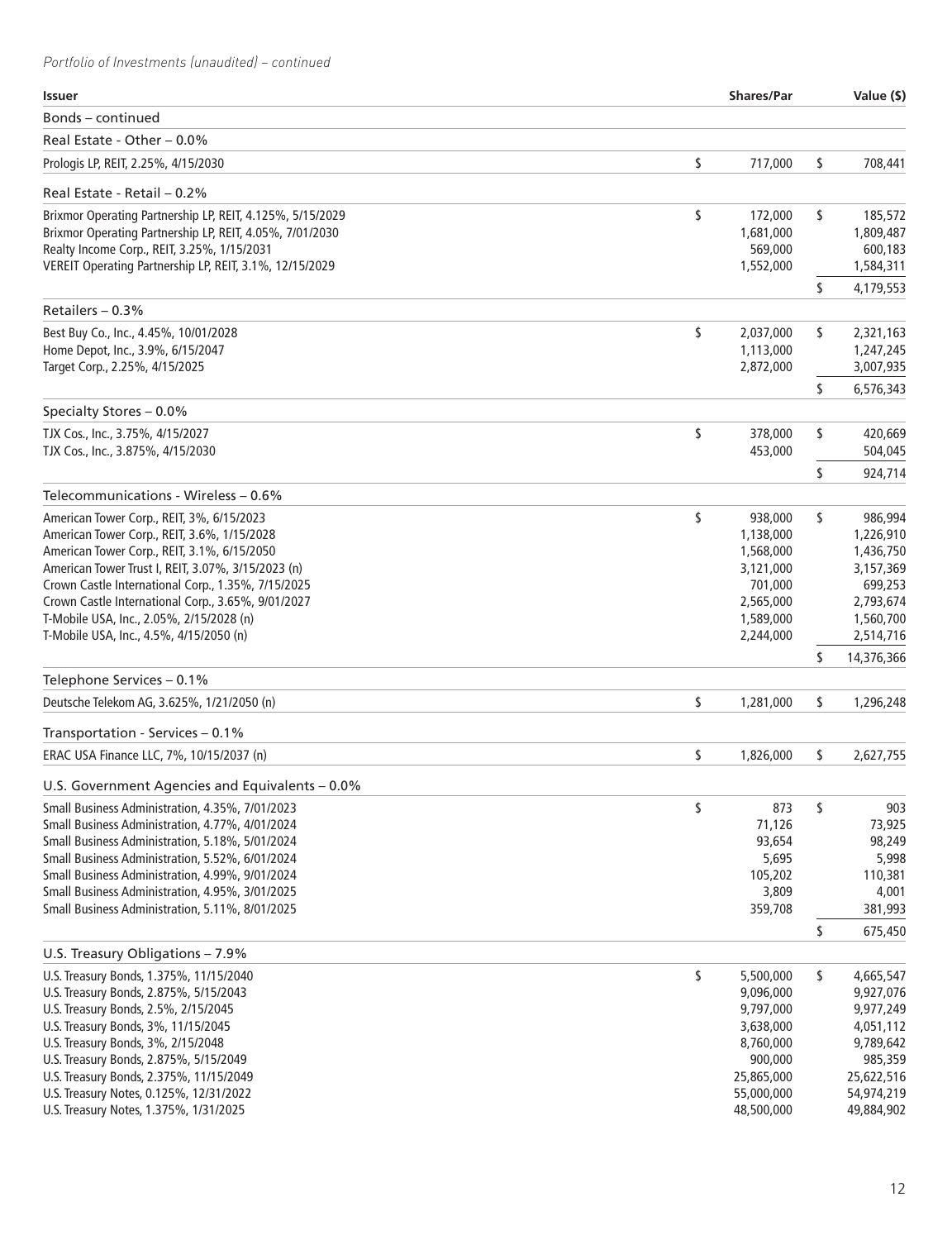*Portfolio of Investments (unaudited) – continued*

| Issuer | Shares/Par | Value ($) |
|---|---|---|
| **Bonds – continued** | | |
| **Real Estate - Other – 0.0%** | | |
| Prologis LP, REIT, 2.25%, 4/15/2030 | $ 717,000 | $ 708,441 |
| **Real Estate - Retail – 0.2%** | | |
| Brixmor Operating Partnership LP, REIT, 4.125%, 5/15/2029 | $ 172,000 | $ 185,572 |
| Brixmor Operating Partnership LP, REIT, 4.05%, 7/01/2030 | 1,681,000 | 1,809,487 |
| Realty Income Corp., REIT, 3.25%, 1/15/2031 | 569,000 | 600,183 |
| VEREIT Operating Partnership LP, REIT, 3.1%, 12/15/2029 | 1,552,000 | 1,584,311 |
| | | $ 4,179,553 |
| **Retailers – 0.3%** | | |
| Best Buy Co., Inc., 4.45%, 10/01/2028 | $ 2,037,000 | $ 2,321,163 |
| Home Depot, Inc., 3.9%, 6/15/2047 | 1,113,000 | 1,247,245 |
| Target Corp., 2.25%, 4/15/2025 | 2,872,000 | 3,007,935 |
| | | $ 6,576,343 |
| **Specialty Stores – 0.0%** | | |
| TJX Cos., Inc., 3.75%, 4/15/2027 | $ 378,000 | $ 420,669 |
| TJX Cos., Inc., 3.875%, 4/15/2030 | 453,000 | 504,045 |
| | | $ 924,714 |
| **Telecommunications - Wireless – 0.6%** | | |
| American Tower Corp., REIT, 3%, 6/15/2023 | $ 938,000 | $ 986,994 |
| American Tower Corp., REIT, 3.6%, 1/15/2028 | 1,138,000 | 1,226,910 |
| American Tower Corp., REIT, 3.1%, 6/15/2050 | 1,568,000 | 1,436,750 |
| American Tower Trust I, REIT, 3.07%, 3/15/2023 (n) | 3,121,000 | 3,157,369 |
| Crown Castle International Corp., 1.35%, 7/15/2025 | 701,000 | 699,253 |
| Crown Castle International Corp., 3.65%, 9/01/2027 | 2,565,000 | 2,793,674 |
| T-Mobile USA, Inc., 2.05%, 2/15/2028 (n) | 1,589,000 | 1,560,700 |
| T-Mobile USA, Inc., 4.5%, 4/15/2050 (n) | 2,244,000 | 2,514,716 |
| | | $ 14,376,366 |
| **Telephone Services – 0.1%** | | |
| Deutsche Telekom AG, 3.625%, 1/21/2050 (n) | $ 1,281,000 | $ 1,296,248 |
| **Transportation - Services – 0.1%** | | |
| ERAC USA Finance LLC, 7%, 10/15/2037 (n) | $ 1,826,000 | $ 2,627,755 |
| **U.S. Government Agencies and Equivalents – 0.0%** | | |
| Small Business Administration, 4.35%, 7/01/2023 | $ 873 | $ 903 |
| Small Business Administration, 4.77%, 4/01/2024 | 71,126 | 73,925 |
| Small Business Administration, 5.18%, 5/01/2024 | 93,654 | 98,249 |
| Small Business Administration, 5.52%, 6/01/2024 | 5,695 | 5,998 |
| Small Business Administration, 4.99%, 9/01/2024 | 105,202 | 110,381 |
| Small Business Administration, 4.95%, 3/01/2025 | 3,809 | 4,001 |
| Small Business Administration, 5.11%, 8/01/2025 | 359,708 | 381,993 |
| | | $ 675,450 |
| **U.S. Treasury Obligations – 7.9%** | | |
| U.S. Treasury Bonds, 1.375%, 11/15/2040 | $ 5,500,000 | $ 4,665,547 |
| U.S. Treasury Bonds, 2.875%, 5/15/2043 | 9,096,000 | 9,927,076 |
| U.S. Treasury Bonds, 2.5%, 2/15/2045 | 9,797,000 | 9,977,249 |
| U.S. Treasury Bonds, 3%, 11/15/2045 | 3,638,000 | 4,051,112 |
| U.S. Treasury Bonds, 3%, 2/15/2048 | 8,760,000 | 9,789,642 |
| U.S. Treasury Bonds, 2.875%, 5/15/2049 | 900,000 | 985,359 |
| U.S. Treasury Bonds, 2.375%, 11/15/2049 | 25,865,000 | 25,622,516 |
| U.S. Treasury Notes, 0.125%, 12/31/2022 | 55,000,000 | 54,974,219 |
| U.S. Treasury Notes, 1.375%, 1/31/2025 | 48,500,000 | 49,884,902 |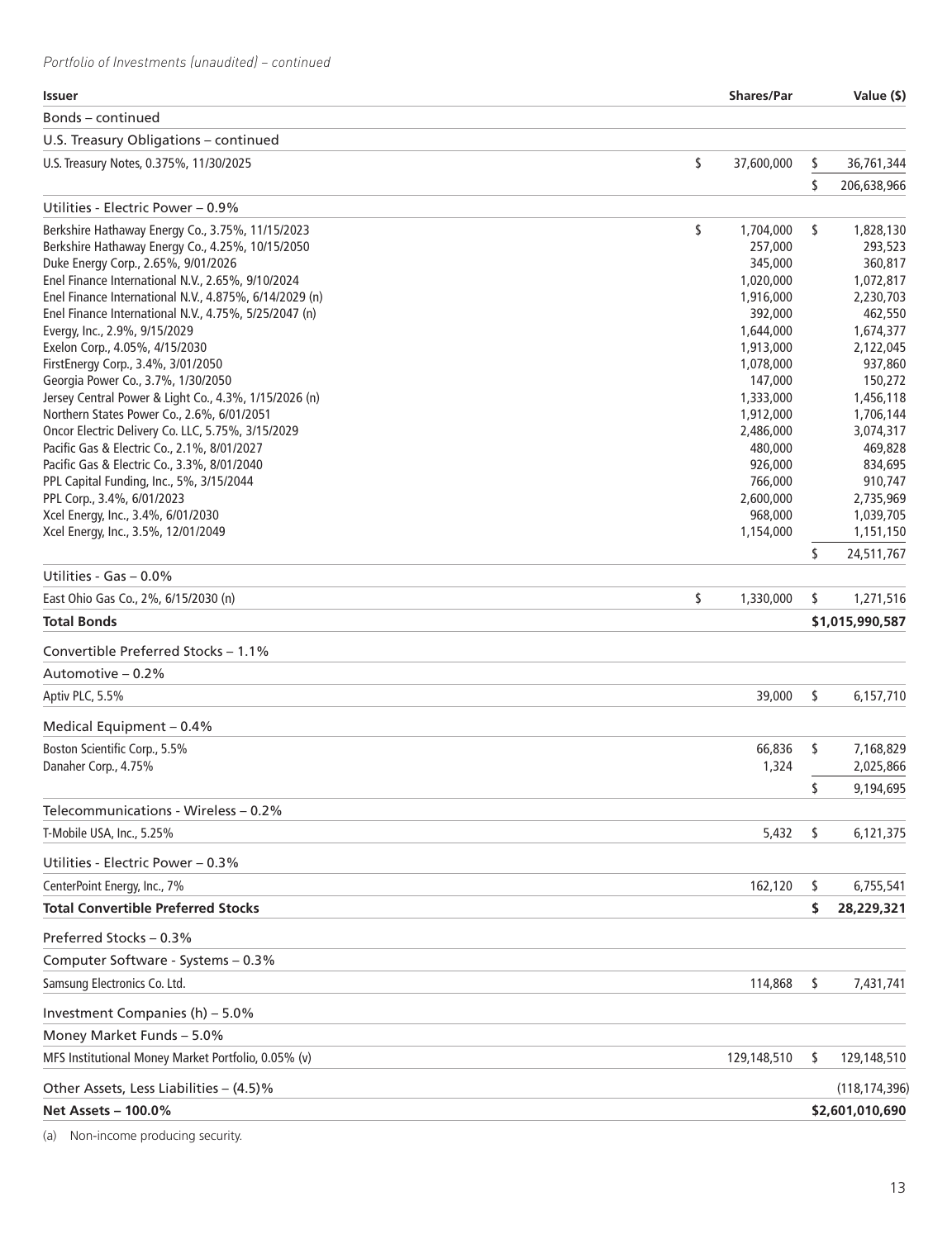*Portfolio of Investments (unaudited) – continued*

| Issuer | Shares/Par | Value ($) |
|---|---|---|
| Bonds – continued | | |
| U.S. Treasury Obligations – continued | | |
| U.S. Treasury Notes, 0.375%, 11/30/2025 | $ 37,600,000 | $ 36,761,344 |
| | | $ 206,638,966 |
| Utilities - Electric Power – 0.9% | | |
| Berkshire Hathaway Energy Co., 3.75%, 11/15/2023 | $ 1,704,000 | $ 1,828,130 |
| Berkshire Hathaway Energy Co., 4.25%, 10/15/2050 | 257,000 | 293,523 |
| Duke Energy Corp., 2.65%, 9/01/2026 | 345,000 | 360,817 |
| Enel Finance International N.V., 2.65%, 9/10/2024 | 1,020,000 | 1,072,817 |
| Enel Finance International N.V., 4.875%, 6/14/2029 (n) | 1,916,000 | 2,230,703 |
| Enel Finance International N.V., 4.75%, 5/25/2047 (n) | 392,000 | 462,550 |
| Evergy, Inc., 2.9%, 9/15/2029 | 1,644,000 | 1,674,377 |
| Exelon Corp., 4.05%, 4/15/2030 | 1,913,000 | 2,122,045 |
| FirstEnergy Corp., 3.4%, 3/01/2050 | 1,078,000 | 937,860 |
| Georgia Power Co., 3.7%, 1/30/2050 | 147,000 | 150,272 |
| Jersey Central Power & Light Co., 4.3%, 1/15/2026 (n) | 1,333,000 | 1,456,118 |
| Northern States Power Co., 2.6%, 6/01/2051 | 1,912,000 | 1,706,144 |
| Oncor Electric Delivery Co. LLC, 5.75%, 3/15/2029 | 2,486,000 | 3,074,317 |
| Pacific Gas & Electric Co., 2.1%, 8/01/2027 | 480,000 | 469,828 |
| Pacific Gas & Electric Co., 3.3%, 8/01/2040 | 926,000 | 834,695 |
| PPL Capital Funding, Inc., 5%, 3/15/2044 | 766,000 | 910,747 |
| PPL Corp., 3.4%, 6/01/2023 | 2,600,000 | 2,735,969 |
| Xcel Energy, Inc., 3.4%, 6/01/2030 | 968,000 | 1,039,705 |
| Xcel Energy, Inc., 3.5%, 12/01/2049 | 1,154,000 | 1,151,150 |
| | | $ 24,511,767 |
| Utilities - Gas – 0.0% | | |
| East Ohio Gas Co., 2%, 6/15/2030 (n) | $ 1,330,000 | $ 1,271,516 |
| **Total Bonds** | | **$1,015,990,587** |
| Convertible Preferred Stocks – 1.1% | | |
| Automotive – 0.2% | | |
| Aptiv PLC, 5.5% | 39,000 | $ 6,157,710 |
| Medical Equipment – 0.4% | | |
| Boston Scientific Corp., 5.5% | 66,836 | $ 7,168,829 |
| Danaher Corp., 4.75% | 1,324 | 2,025,866 |
| | | $ 9,194,695 |
| Telecommunications - Wireless – 0.2% | | |
| T-Mobile USA, Inc., 5.25% | 5,432 | $ 6,121,375 |
| Utilities - Electric Power – 0.3% | | |
| CenterPoint Energy, Inc., 7% | 162,120 | $ 6,755,541 |
| **Total Convertible Preferred Stocks** | | **$ 28,229,321** |
| Preferred Stocks – 0.3% | | |
| Computer Software - Systems – 0.3% | | |
| Samsung Electronics Co. Ltd. | 114,868 | $ 7,431,741 |
| Investment Companies (h) – 5.0% | | |
| Money Market Funds – 5.0% | | |
| MFS Institutional Money Market Portfolio, 0.05% (v) | 129,148,510 | $ 129,148,510 |
| Other Assets, Less Liabilities – (4.5)% | | (118,174,396) |
| **Net Assets – 100.0%** | | **$2,601,010,690** |

(a) Non-income producing security.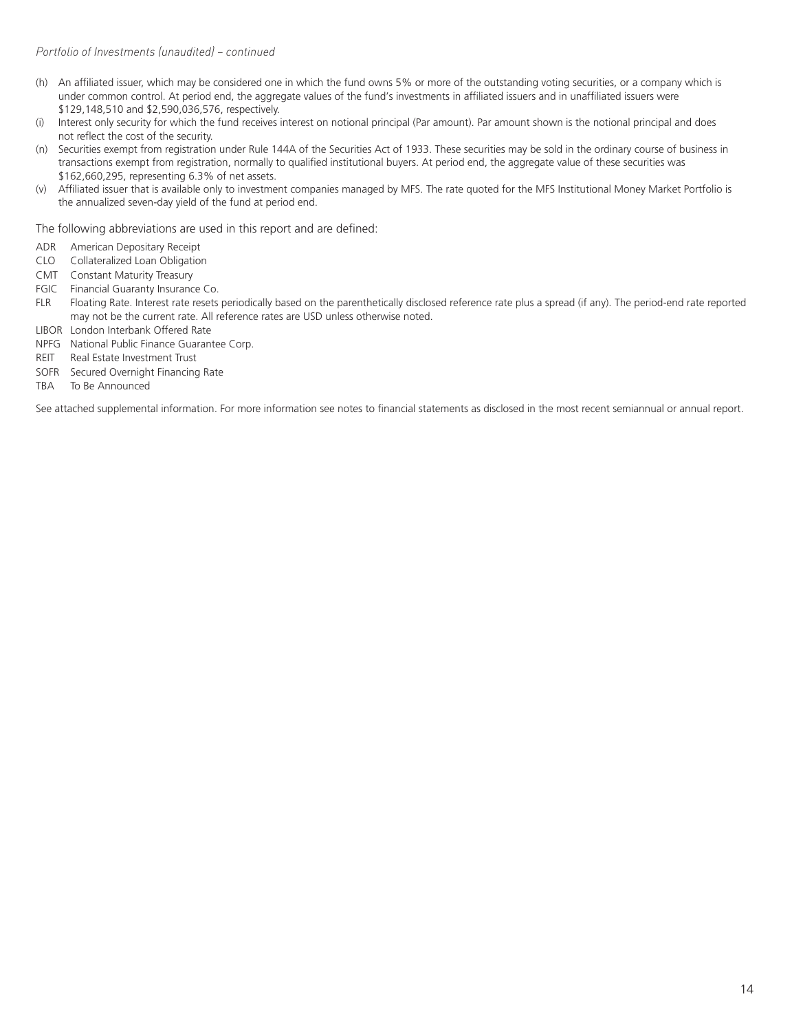*Portfolio of Investments (unaudited) – continued*

- (h) An affiliated issuer, which may be considered one in which the fund owns 5% or more of the outstanding voting securities, or a company which is under common control. At period end, the aggregate values of the fund's investments in affiliated issuers and in unaffiliated issuers were $129,148,510 and $2,590,036,576, respectively.
- (i) Interest only security for which the fund receives interest on notional principal (Par amount). Par amount shown is the notional principal and does not reflect the cost of the security.
- (n) Securities exempt from registration under Rule 144A of the Securities Act of 1933. These securities may be sold in the ordinary course of business in transactions exempt from registration, normally to qualified institutional buyers. At period end, the aggregate value of these securities was $162,660,295, representing 6.3% of net assets.
- (v) Affiliated issuer that is available only to investment companies managed by MFS. The rate quoted for the MFS Institutional Money Market Portfolio is the annualized seven-day yield of the fund at period end.

The following abbreviations are used in this report and are defined:

| | |
|---|---|
| ADR | American Depositary Receipt |
| CLO | Collateralized Loan Obligation |
| CMT | Constant Maturity Treasury |
| FGIC | Financial Guaranty Insurance Co. |
| FLR | Floating Rate. Interest rate resets periodically based on the parenthetically disclosed reference rate plus a spread (if any). The period-end rate reported may not be the current rate. All reference rates are USD unless otherwise noted. |
| LIBOR | London Interbank Offered Rate |
| NPFG | National Public Finance Guarantee Corp. |
| REIT | Real Estate Investment Trust |
| SOFR | Secured Overnight Financing Rate |
| TBA | To Be Announced |

See attached supplemental information. For more information see notes to financial statements as disclosed in the most recent semiannual or annual report.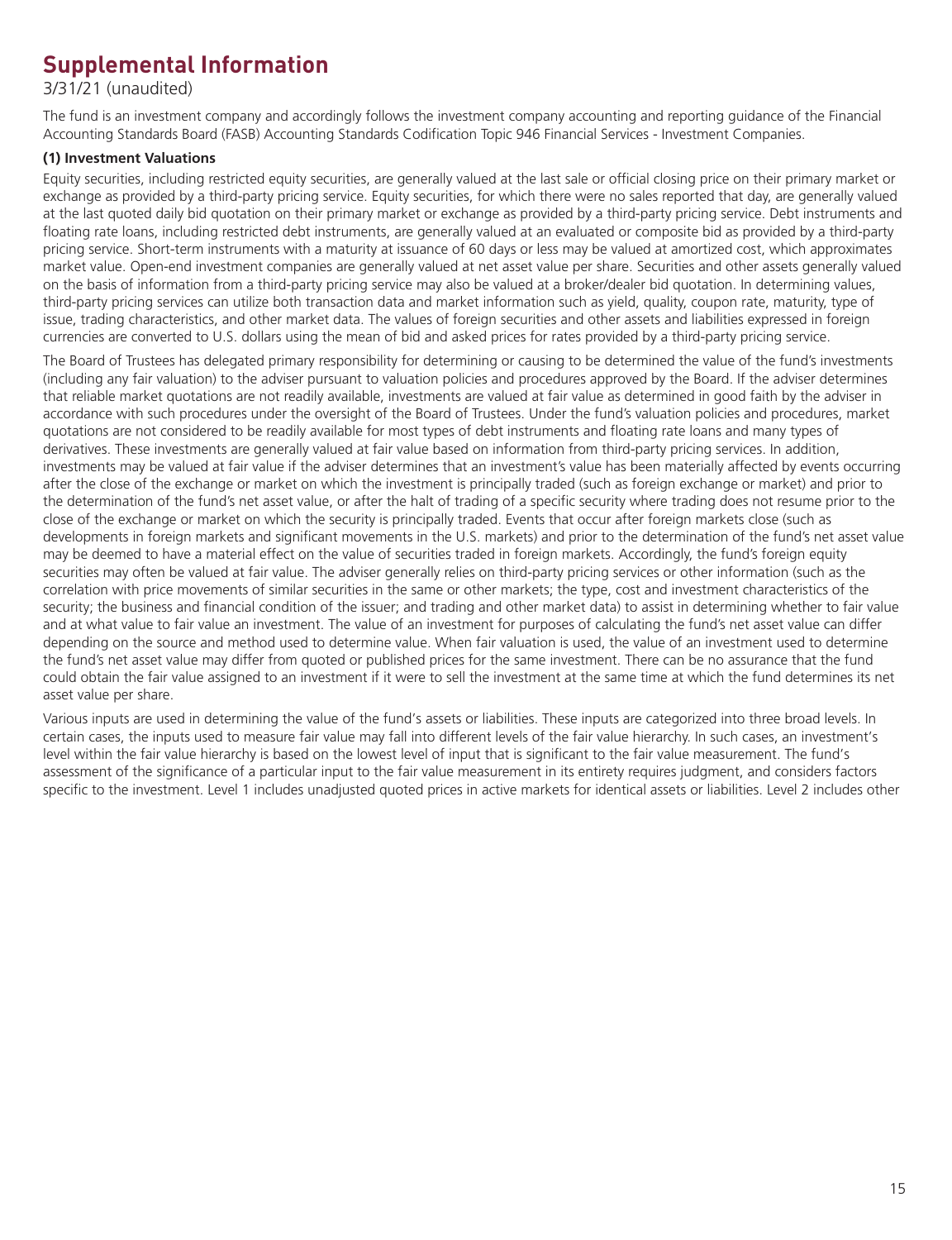# Supplemental Information

3/31/21 (unaudited)

The fund is an investment company and accordingly follows the investment company accounting and reporting guidance of the Financial Accounting Standards Board (FASB) Accounting Standards Codification Topic 946 Financial Services - Investment Companies.

**(1) Investment Valuations**

Equity securities, including restricted equity securities, are generally valued at the last sale or official closing price on their primary market or exchange as provided by a third-party pricing service. Equity securities, for which there were no sales reported that day, are generally valued at the last quoted daily bid quotation on their primary market or exchange as provided by a third-party pricing service. Debt instruments and floating rate loans, including restricted debt instruments, are generally valued at an evaluated or composite bid as provided by a third-party pricing service. Short-term instruments with a maturity at issuance of 60 days or less may be valued at amortized cost, which approximates market value. Open-end investment companies are generally valued at net asset value per share. Securities and other assets generally valued on the basis of information from a third-party pricing service may also be valued at a broker/dealer bid quotation. In determining values, third-party pricing services can utilize both transaction data and market information such as yield, quality, coupon rate, maturity, type of issue, trading characteristics, and other market data. The values of foreign securities and other assets and liabilities expressed in foreign currencies are converted to U.S. dollars using the mean of bid and asked prices for rates provided by a third-party pricing service.

The Board of Trustees has delegated primary responsibility for determining or causing to be determined the value of the fund's investments (including any fair valuation) to the adviser pursuant to valuation policies and procedures approved by the Board. If the adviser determines that reliable market quotations are not readily available, investments are valued at fair value as determined in good faith by the adviser in accordance with such procedures under the oversight of the Board of Trustees. Under the fund's valuation policies and procedures, market quotations are not considered to be readily available for most types of debt instruments and floating rate loans and many types of derivatives. These investments are generally valued at fair value based on information from third-party pricing services. In addition, investments may be valued at fair value if the adviser determines that an investment's value has been materially affected by events occurring after the close of the exchange or market on which the investment is principally traded (such as foreign exchange or market) and prior to the determination of the fund's net asset value, or after the halt of trading of a specific security where trading does not resume prior to the close of the exchange or market on which the security is principally traded. Events that occur after foreign markets close (such as developments in foreign markets and significant movements in the U.S. markets) and prior to the determination of the fund's net asset value may be deemed to have a material effect on the value of securities traded in foreign markets. Accordingly, the fund's foreign equity securities may often be valued at fair value. The adviser generally relies on third-party pricing services or other information (such as the correlation with price movements of similar securities in the same or other markets; the type, cost and investment characteristics of the security; the business and financial condition of the issuer; and trading and other market data) to assist in determining whether to fair value and at what value to fair value an investment. The value of an investment for purposes of calculating the fund's net asset value can differ depending on the source and method used to determine value. When fair valuation is used, the value of an investment used to determine the fund's net asset value may differ from quoted or published prices for the same investment. There can be no assurance that the fund could obtain the fair value assigned to an investment if it were to sell the investment at the same time at which the fund determines its net asset value per share.

Various inputs are used in determining the value of the fund's assets or liabilities. These inputs are categorized into three broad levels. In certain cases, the inputs used to measure fair value may fall into different levels of the fair value hierarchy. In such cases, an investment's level within the fair value hierarchy is based on the lowest level of input that is significant to the fair value measurement. The fund's assessment of the significance of a particular input to the fair value measurement in its entirety requires judgment, and considers factors specific to the investment. Level 1 includes unadjusted quoted prices in active markets for identical assets or liabilities. Level 2 includes other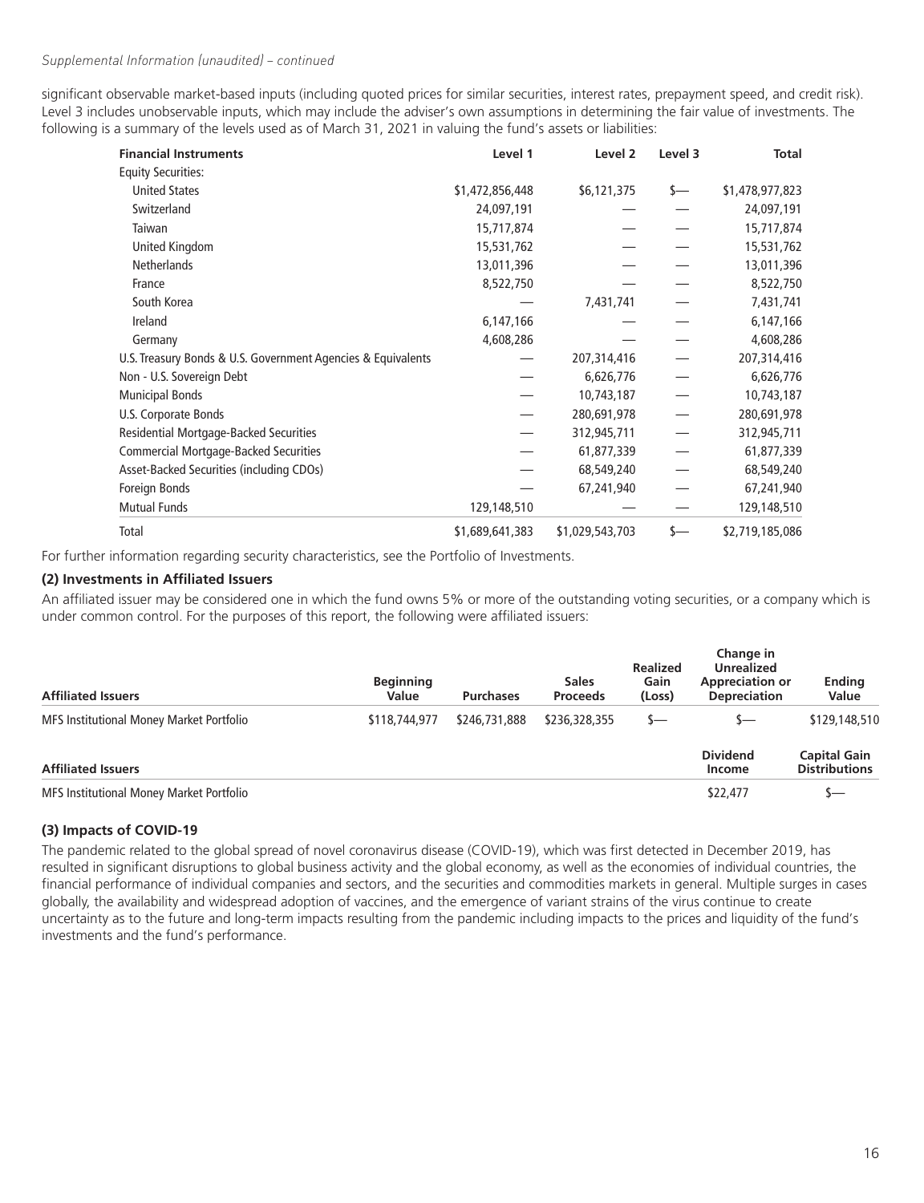significant observable market-based inputs (including quoted prices for similar securities, interest rates, prepayment speed, and credit risk). Level 3 includes unobservable inputs, which may include the adviser's own assumptions in determining the fair value of investments. The following is a summary of the levels used as of March 31, 2021 in valuing the fund's assets or liabilities:

| Financial Instruments | Level 1 | Level 2 | Level 3 | Total |
|---|---|---|---|---|
| Equity Securities: | | | | |
| United States | $1,472,856,448 | $6,121,375 | $— | $1,478,977,823 |
| Switzerland | 24,097,191 | — | — | 24,097,191 |
| Taiwan | 15,717,874 | — | — | 15,717,874 |
| United Kingdom | 15,531,762 | — | — | 15,531,762 |
| Netherlands | 13,011,396 | — | — | 13,011,396 |
| France | 8,522,750 | — | — | 8,522,750 |
| South Korea | — | 7,431,741 | — | 7,431,741 |
| Ireland | 6,147,166 | — | — | 6,147,166 |
| Germany | 4,608,286 | — | — | 4,608,286 |
| U.S. Treasury Bonds & U.S. Government Agencies & Equivalents | — | 207,314,416 | — | 207,314,416 |
| Non - U.S. Sovereign Debt | — | 6,626,776 | — | 6,626,776 |
| Municipal Bonds | — | 10,743,187 | — | 10,743,187 |
| U.S. Corporate Bonds | — | 280,691,978 | — | 280,691,978 |
| Residential Mortgage-Backed Securities | — | 312,945,711 | — | 312,945,711 |
| Commercial Mortgage-Backed Securities | — | 61,877,339 | — | 61,877,339 |
| Asset-Backed Securities (including CDOs) | — | 68,549,240 | — | 68,549,240 |
| Foreign Bonds | — | 67,241,940 | — | 67,241,940 |
| Mutual Funds | 129,148,510 | — | — | 129,148,510 |
| Total | $1,689,641,383 | $1,029,543,703 | $— | $2,719,185,086 |

For further information regarding security characteristics, see the Portfolio of Investments.

### (2) Investments in Affiliated Issuers

An affiliated issuer may be considered one in which the fund owns 5% or more of the outstanding voting securities, or a company which is under common control. For the purposes of this report, the following were affiliated issuers:

| Affiliated Issuers | Beginning Value | Purchases | Sales Proceeds | Realized Gain (Loss) | Change in Unrealized Appreciation or Depreciation | Ending Value |
|---|---|---|---|---|---|---|
| MFS Institutional Money Market Portfolio | $118,744,977 | $246,731,888 | $236,328,355 | $— | $— | $129,148,510 |

| Affiliated Issuers | Dividend Income | Capital Gain Distributions |
|---|---|---|
| MFS Institutional Money Market Portfolio | $22,477 | $— |

### (3) Impacts of COVID-19

The pandemic related to the global spread of novel coronavirus disease (COVID-19), which was first detected in December 2019, has resulted in significant disruptions to global business activity and the global economy, as well as the economies of individual countries, the financial performance of individual companies and sectors, and the securities and commodities markets in general. Multiple surges in cases globally, the availability and widespread adoption of vaccines, and the emergence of variant strains of the virus continue to create uncertainty as to the future and long-term impacts resulting from the pandemic including impacts to the prices and liquidity of the fund's investments and the fund's performance.